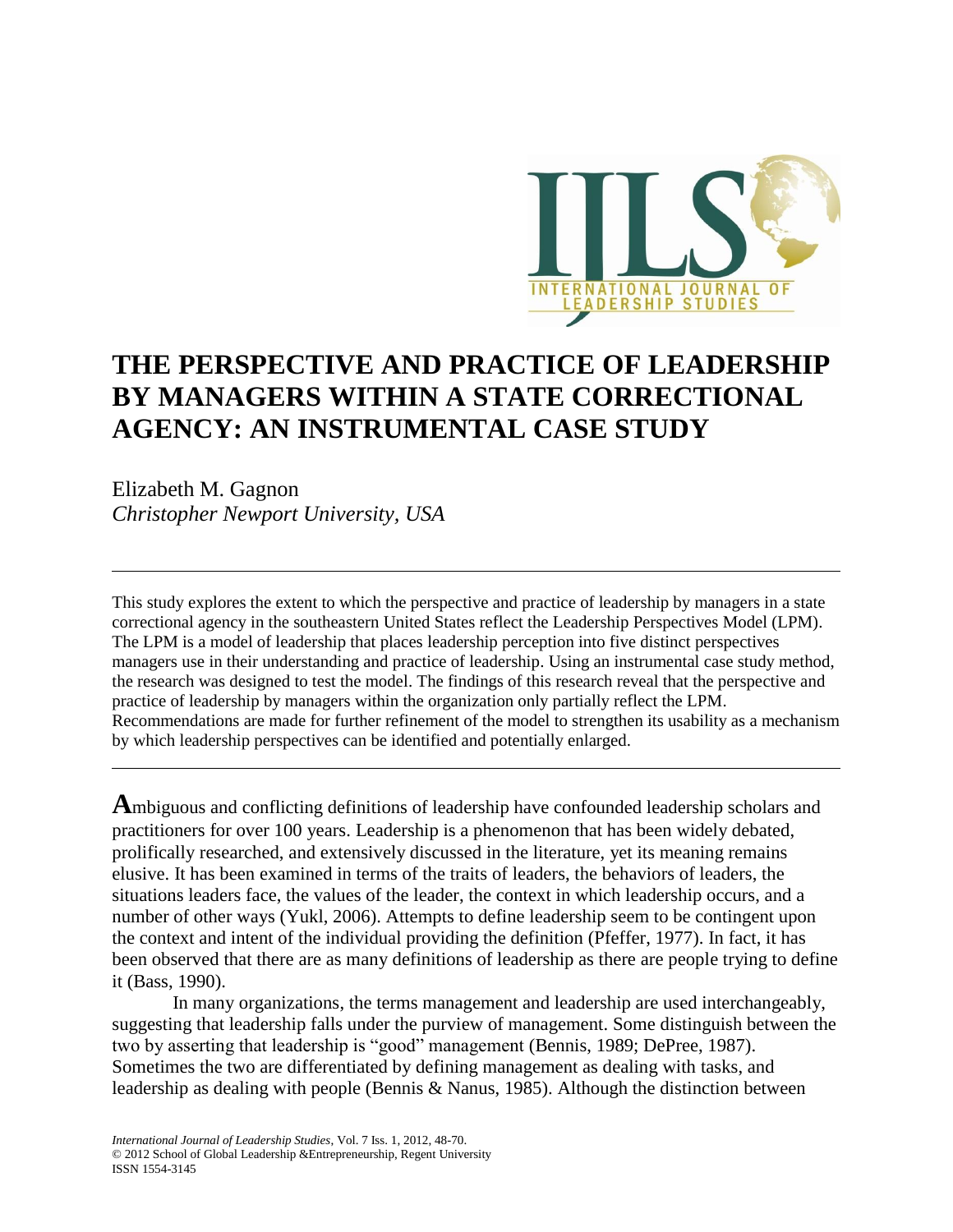# THE PERSPECTIVE AND PRACTICE OF LEADERSHIP BY MANAGERS WITHIN A STATE CORRECTIONAL AGENCY: AN INSTRUMENTAL CASE STUDY

Elizabeth M. Gagnon
*Christopher Newport University, USA*

---

This study explores the extent to which the perspective and practice of leadership by managers in a state correctional agency in the southeastern United States reflect the Leadership Perspectives Model (LPM). The LPM is a model of leadership that places leadership perception into five distinct perspectives managers use in their understanding and practice of leadership. Using an instrumental case study method, the research was designed to test the model. The findings of this research reveal that the perspective and practice of leadership by managers within the organization only partially reflect the LPM. Recommendations are made for further refinement of the model to strengthen its usability as a mechanism by which leadership perspectives can be identified and potentially enlarged.

---

**A**mbiguous and conflicting definitions of leadership have confounded leadership scholars and practitioners for over 100 years. Leadership is a phenomenon that has been widely debated, prolifically researched, and extensively discussed in the literature, yet its meaning remains elusive. It has been examined in terms of the traits of leaders, the behaviors of leaders, the situations leaders face, the values of the leader, the context in which leadership occurs, and a number of other ways (Yukl, 2006). Attempts to define leadership seem to be contingent upon the context and intent of the individual providing the definition (Pfeffer, 1977). In fact, it has been observed that there are as many definitions of leadership as there are people trying to define it (Bass, 1990).

In many organizations, the terms management and leadership are used interchangeably, suggesting that leadership falls under the purview of management. Some distinguish between the two by asserting that leadership is "good" management (Bennis, 1989; DePree, 1987). Sometimes the two are differentiated by defining management as dealing with tasks, and leadership as dealing with people (Bennis & Nanus, 1985). Although the distinction between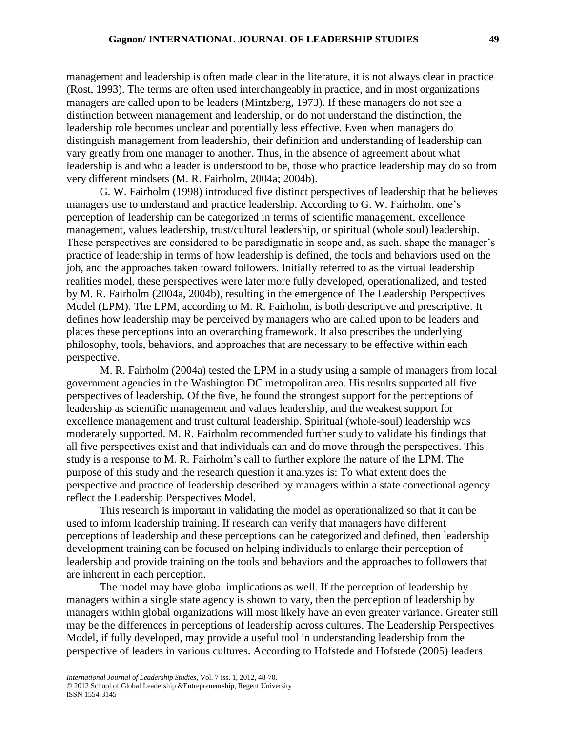management and leadership is often made clear in the literature, it is not always clear in practice (Rost, 1993). The terms are often used interchangeably in practice, and in most organizations managers are called upon to be leaders (Mintzberg, 1973). If these managers do not see a distinction between management and leadership, or do not understand the distinction, the leadership role becomes unclear and potentially less effective. Even when managers do distinguish management from leadership, their definition and understanding of leadership can vary greatly from one manager to another. Thus, in the absence of agreement about what leadership is and who a leader is understood to be, those who practice leadership may do so from very different mindsets (M. R. Fairholm, 2004a; 2004b).

G. W. Fairholm (1998) introduced five distinct perspectives of leadership that he believes managers use to understand and practice leadership. According to G. W. Fairholm, one's perception of leadership can be categorized in terms of scientific management, excellence management, values leadership, trust/cultural leadership, or spiritual (whole soul) leadership. These perspectives are considered to be paradigmatic in scope and, as such, shape the manager's practice of leadership in terms of how leadership is defined, the tools and behaviors used on the job, and the approaches taken toward followers. Initially referred to as the virtual leadership realities model, these perspectives were later more fully developed, operationalized, and tested by M. R. Fairholm (2004a, 2004b), resulting in the emergence of The Leadership Perspectives Model (LPM). The LPM, according to M. R. Fairholm, is both descriptive and prescriptive. It defines how leadership may be perceived by managers who are called upon to be leaders and places these perceptions into an overarching framework. It also prescribes the underlying philosophy, tools, behaviors, and approaches that are necessary to be effective within each perspective.

M. R. Fairholm (2004a) tested the LPM in a study using a sample of managers from local government agencies in the Washington DC metropolitan area. His results supported all five perspectives of leadership. Of the five, he found the strongest support for the perceptions of leadership as scientific management and values leadership, and the weakest support for excellence management and trust cultural leadership. Spiritual (whole-soul) leadership was moderately supported. M. R. Fairholm recommended further study to validate his findings that all five perspectives exist and that individuals can and do move through the perspectives. This study is a response to M. R. Fairholm's call to further explore the nature of the LPM. The purpose of this study and the research question it analyzes is: To what extent does the perspective and practice of leadership described by managers within a state correctional agency reflect the Leadership Perspectives Model.

This research is important in validating the model as operationalized so that it can be used to inform leadership training. If research can verify that managers have different perceptions of leadership and these perceptions can be categorized and defined, then leadership development training can be focused on helping individuals to enlarge their perception of leadership and provide training on the tools and behaviors and the approaches to followers that are inherent in each perception.

The model may have global implications as well. If the perception of leadership by managers within a single state agency is shown to vary, then the perception of leadership by managers within global organizations will most likely have an even greater variance. Greater still may be the differences in perceptions of leadership across cultures. The Leadership Perspectives Model, if fully developed, may provide a useful tool in understanding leadership from the perspective of leaders in various cultures. According to Hofstede and Hofstede (2005) leaders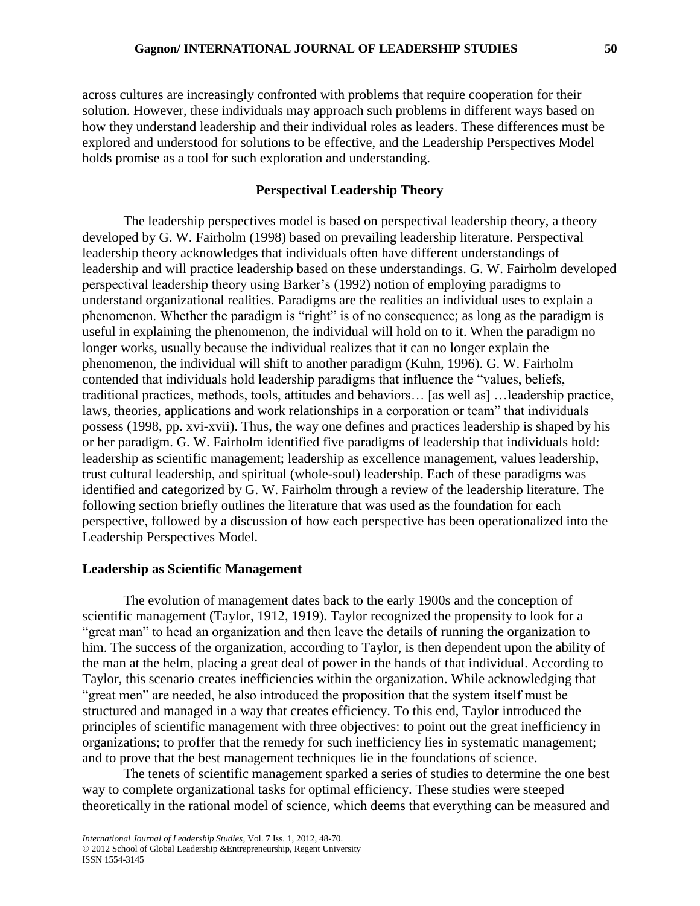across cultures are increasingly confronted with problems that require cooperation for their solution. However, these individuals may approach such problems in different ways based on how they understand leadership and their individual roles as leaders. These differences must be explored and understood for solutions to be effective, and the Leadership Perspectives Model holds promise as a tool for such exploration and understanding.

## Perspectival Leadership Theory

The leadership perspectives model is based on perspectival leadership theory, a theory developed by G. W. Fairholm (1998) based on prevailing leadership literature. Perspectival leadership theory acknowledges that individuals often have different understandings of leadership and will practice leadership based on these understandings. G. W. Fairholm developed perspectival leadership theory using Barker's (1992) notion of employing paradigms to understand organizational realities. Paradigms are the realities an individual uses to explain a phenomenon. Whether the paradigm is "right" is of no consequence; as long as the paradigm is useful in explaining the phenomenon, the individual will hold on to it. When the paradigm no longer works, usually because the individual realizes that it can no longer explain the phenomenon, the individual will shift to another paradigm (Kuhn, 1996). G. W. Fairholm contended that individuals hold leadership paradigms that influence the "values, beliefs, traditional practices, methods, tools, attitudes and behaviors… [as well as] …leadership practice, laws, theories, applications and work relationships in a corporation or team" that individuals possess (1998, pp. xvi-xvii). Thus, the way one defines and practices leadership is shaped by his or her paradigm. G. W. Fairholm identified five paradigms of leadership that individuals hold: leadership as scientific management; leadership as excellence management, values leadership, trust cultural leadership, and spiritual (whole-soul) leadership. Each of these paradigms was identified and categorized by G. W. Fairholm through a review of the leadership literature. The following section briefly outlines the literature that was used as the foundation for each perspective, followed by a discussion of how each perspective has been operationalized into the Leadership Perspectives Model.

### Leadership as Scientific Management

The evolution of management dates back to the early 1900s and the conception of scientific management (Taylor, 1912, 1919). Taylor recognized the propensity to look for a "great man" to head an organization and then leave the details of running the organization to him. The success of the organization, according to Taylor, is then dependent upon the ability of the man at the helm, placing a great deal of power in the hands of that individual. According to Taylor, this scenario creates inefficiencies within the organization. While acknowledging that "great men" are needed, he also introduced the proposition that the system itself must be structured and managed in a way that creates efficiency. To this end, Taylor introduced the principles of scientific management with three objectives: to point out the great inefficiency in organizations; to proffer that the remedy for such inefficiency lies in systematic management; and to prove that the best management techniques lie in the foundations of science.

The tenets of scientific management sparked a series of studies to determine the one best way to complete organizational tasks for optimal efficiency. These studies were steeped theoretically in the rational model of science, which deems that everything can be measured and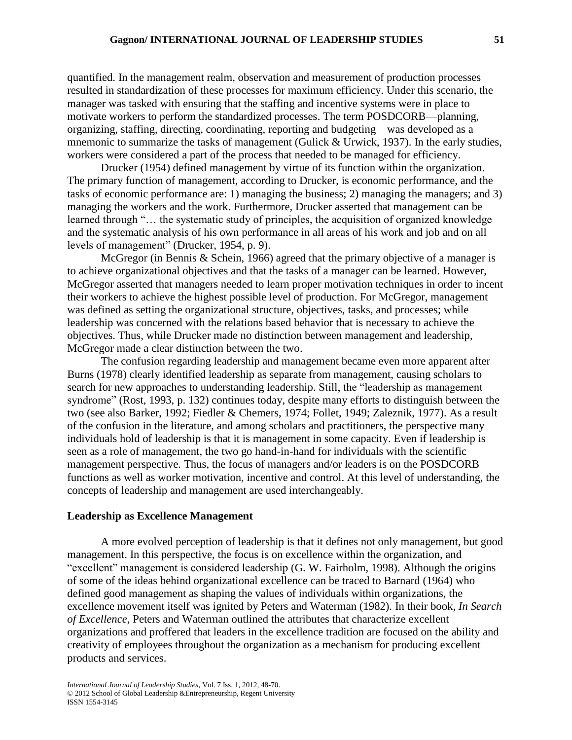quantified. In the management realm, observation and measurement of production processes resulted in standardization of these processes for maximum efficiency. Under this scenario, the manager was tasked with ensuring that the staffing and incentive systems were in place to motivate workers to perform the standardized processes. The term POSDCORB—planning, organizing, staffing, directing, coordinating, reporting and budgeting—was developed as a mnemonic to summarize the tasks of management (Gulick & Urwick, 1937). In the early studies, workers were considered a part of the process that needed to be managed for efficiency.

Drucker (1954) defined management by virtue of its function within the organization. The primary function of management, according to Drucker, is economic performance, and the tasks of economic performance are: 1) managing the business; 2) managing the managers; and 3) managing the workers and the work. Furthermore, Drucker asserted that management can be learned through "… the systematic study of principles, the acquisition of organized knowledge and the systematic analysis of his own performance in all areas of his work and job and on all levels of management" (Drucker, 1954, p. 9).

McGregor (in Bennis & Schein, 1966) agreed that the primary objective of a manager is to achieve organizational objectives and that the tasks of a manager can be learned. However, McGregor asserted that managers needed to learn proper motivation techniques in order to incent their workers to achieve the highest possible level of production. For McGregor, management was defined as setting the organizational structure, objectives, tasks, and processes; while leadership was concerned with the relations based behavior that is necessary to achieve the objectives. Thus, while Drucker made no distinction between management and leadership, McGregor made a clear distinction between the two.

The confusion regarding leadership and management became even more apparent after Burns (1978) clearly identified leadership as separate from management, causing scholars to search for new approaches to understanding leadership. Still, the "leadership as management syndrome" (Rost, 1993, p. 132) continues today, despite many efforts to distinguish between the two (see also Barker, 1992; Fiedler & Chemers, 1974; Follet, 1949; Zaleznik, 1977). As a result of the confusion in the literature, and among scholars and practitioners, the perspective many individuals hold of leadership is that it is management in some capacity. Even if leadership is seen as a role of management, the two go hand-in-hand for individuals with the scientific management perspective. Thus, the focus of managers and/or leaders is on the POSDCORB functions as well as worker motivation, incentive and control. At this level of understanding, the concepts of leadership and management are used interchangeably.

## Leadership as Excellence Management

A more evolved perception of leadership is that it defines not only management, but good management. In this perspective, the focus is on excellence within the organization, and "excellent" management is considered leadership (G. W. Fairholm, 1998). Although the origins of some of the ideas behind organizational excellence can be traced to Barnard (1964) who defined good management as shaping the values of individuals within organizations, the excellence movement itself was ignited by Peters and Waterman (1982). In their book, *In Search of Excellence,* Peters and Waterman outlined the attributes that characterize excellent organizations and proffered that leaders in the excellence tradition are focused on the ability and creativity of employees throughout the organization as a mechanism for producing excellent products and services.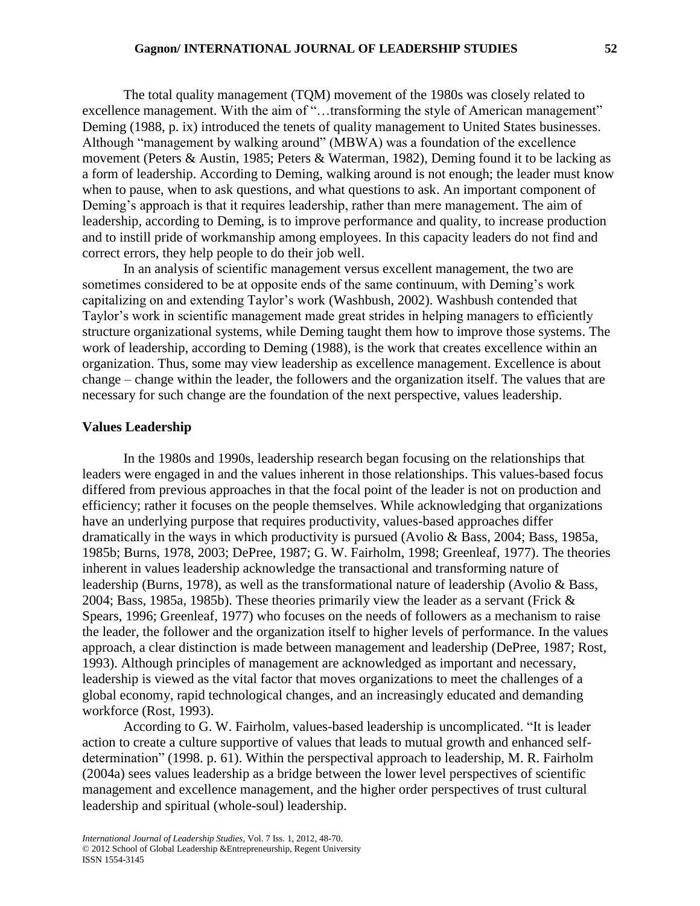The total quality management (TQM) movement of the 1980s was closely related to excellence management. With the aim of "…transforming the style of American management" Deming (1988, p. ix) introduced the tenets of quality management to United States businesses. Although "management by walking around" (MBWA) was a foundation of the excellence movement (Peters & Austin, 1985; Peters & Waterman, 1982), Deming found it to be lacking as a form of leadership. According to Deming, walking around is not enough; the leader must know when to pause, when to ask questions, and what questions to ask. An important component of Deming's approach is that it requires leadership, rather than mere management. The aim of leadership, according to Deming, is to improve performance and quality, to increase production and to instill pride of workmanship among employees. In this capacity leaders do not find and correct errors, they help people to do their job well.

In an analysis of scientific management versus excellent management, the two are sometimes considered to be at opposite ends of the same continuum, with Deming's work capitalizing on and extending Taylor's work (Washbush, 2002). Washbush contended that Taylor's work in scientific management made great strides in helping managers to efficiently structure organizational systems, while Deming taught them how to improve those systems. The work of leadership, according to Deming (1988), is the work that creates excellence within an organization. Thus, some may view leadership as excellence management. Excellence is about change – change within the leader, the followers and the organization itself. The values that are necessary for such change are the foundation of the next perspective, values leadership.

## Values Leadership

In the 1980s and 1990s, leadership research began focusing on the relationships that leaders were engaged in and the values inherent in those relationships. This values-based focus differed from previous approaches in that the focal point of the leader is not on production and efficiency; rather it focuses on the people themselves. While acknowledging that organizations have an underlying purpose that requires productivity, values-based approaches differ dramatically in the ways in which productivity is pursued (Avolio & Bass, 2004; Bass, 1985a, 1985b; Burns, 1978, 2003; DePree, 1987; G. W. Fairholm, 1998; Greenleaf, 1977). The theories inherent in values leadership acknowledge the transactional and transforming nature of leadership (Burns, 1978), as well as the transformational nature of leadership (Avolio & Bass, 2004; Bass, 1985a, 1985b). These theories primarily view the leader as a servant (Frick & Spears, 1996; Greenleaf, 1977) who focuses on the needs of followers as a mechanism to raise the leader, the follower and the organization itself to higher levels of performance. In the values approach, a clear distinction is made between management and leadership (DePree, 1987; Rost, 1993). Although principles of management are acknowledged as important and necessary, leadership is viewed as the vital factor that moves organizations to meet the challenges of a global economy, rapid technological changes, and an increasingly educated and demanding workforce (Rost, 1993).

According to G. W. Fairholm, values-based leadership is uncomplicated. "It is leader action to create a culture supportive of values that leads to mutual growth and enhanced self-determination" (1998. p. 61). Within the perspectival approach to leadership, M. R. Fairholm (2004a) sees values leadership as a bridge between the lower level perspectives of scientific management and excellence management, and the higher order perspectives of trust cultural leadership and spiritual (whole-soul) leadership.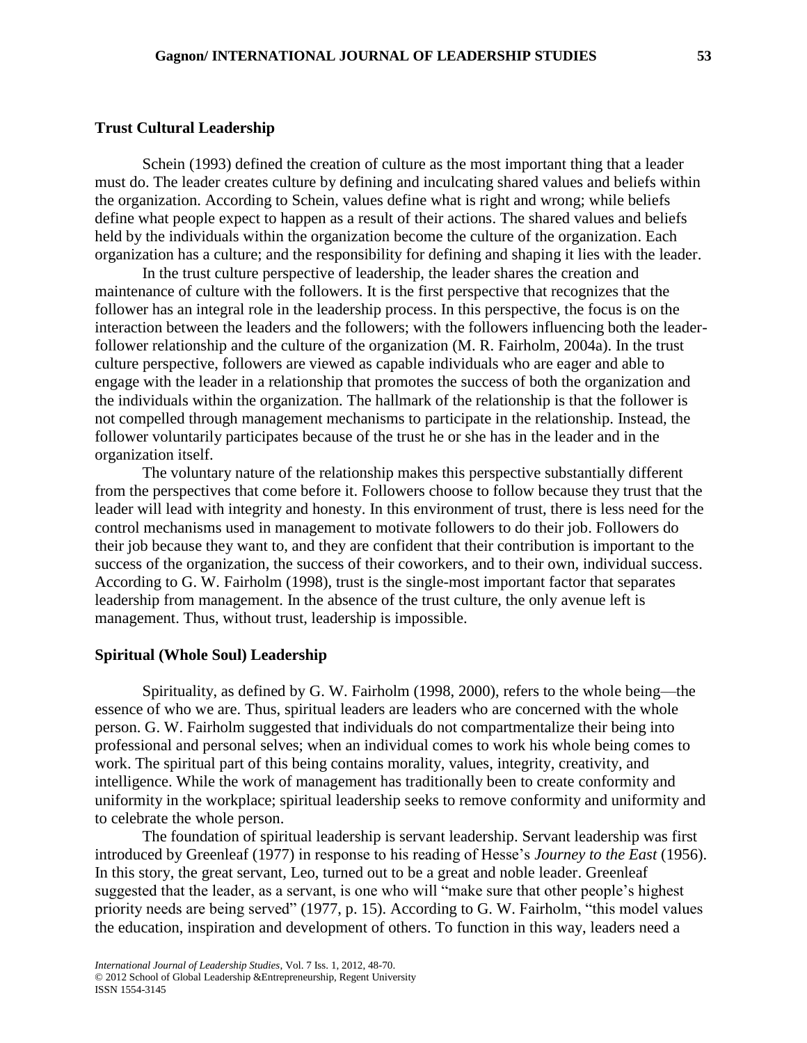### Trust Cultural Leadership

Schein (1993) defined the creation of culture as the most important thing that a leader must do. The leader creates culture by defining and inculcating shared values and beliefs within the organization. According to Schein, values define what is right and wrong; while beliefs define what people expect to happen as a result of their actions. The shared values and beliefs held by the individuals within the organization become the culture of the organization. Each organization has a culture; and the responsibility for defining and shaping it lies with the leader.

In the trust culture perspective of leadership, the leader shares the creation and maintenance of culture with the followers. It is the first perspective that recognizes that the follower has an integral role in the leadership process. In this perspective, the focus is on the interaction between the leaders and the followers; with the followers influencing both the leader-follower relationship and the culture of the organization (M. R. Fairholm, 2004a). In the trust culture perspective, followers are viewed as capable individuals who are eager and able to engage with the leader in a relationship that promotes the success of both the organization and the individuals within the organization. The hallmark of the relationship is that the follower is not compelled through management mechanisms to participate in the relationship. Instead, the follower voluntarily participates because of the trust he or she has in the leader and in the organization itself.

The voluntary nature of the relationship makes this perspective substantially different from the perspectives that come before it. Followers choose to follow because they trust that the leader will lead with integrity and honesty. In this environment of trust, there is less need for the control mechanisms used in management to motivate followers to do their job. Followers do their job because they want to, and they are confident that their contribution is important to the success of the organization, the success of their coworkers, and to their own, individual success. According to G. W. Fairholm (1998), trust is the single-most important factor that separates leadership from management. In the absence of the trust culture, the only avenue left is management. Thus, without trust, leadership is impossible.

### Spiritual (Whole Soul) Leadership

Spirituality, as defined by G. W. Fairholm (1998, 2000), refers to the whole being—the essence of who we are. Thus, spiritual leaders are leaders who are concerned with the whole person. G. W. Fairholm suggested that individuals do not compartmentalize their being into professional and personal selves; when an individual comes to work his whole being comes to work. The spiritual part of this being contains morality, values, integrity, creativity, and intelligence. While the work of management has traditionally been to create conformity and uniformity in the workplace; spiritual leadership seeks to remove conformity and uniformity and to celebrate the whole person.

The foundation of spiritual leadership is servant leadership. Servant leadership was first introduced by Greenleaf (1977) in response to his reading of Hesse's *Journey to the East* (1956). In this story, the great servant, Leo, turned out to be a great and noble leader. Greenleaf suggested that the leader, as a servant, is one who will "make sure that other people's highest priority needs are being served" (1977, p. 15). According to G. W. Fairholm, "this model values the education, inspiration and development of others. To function in this way, leaders need a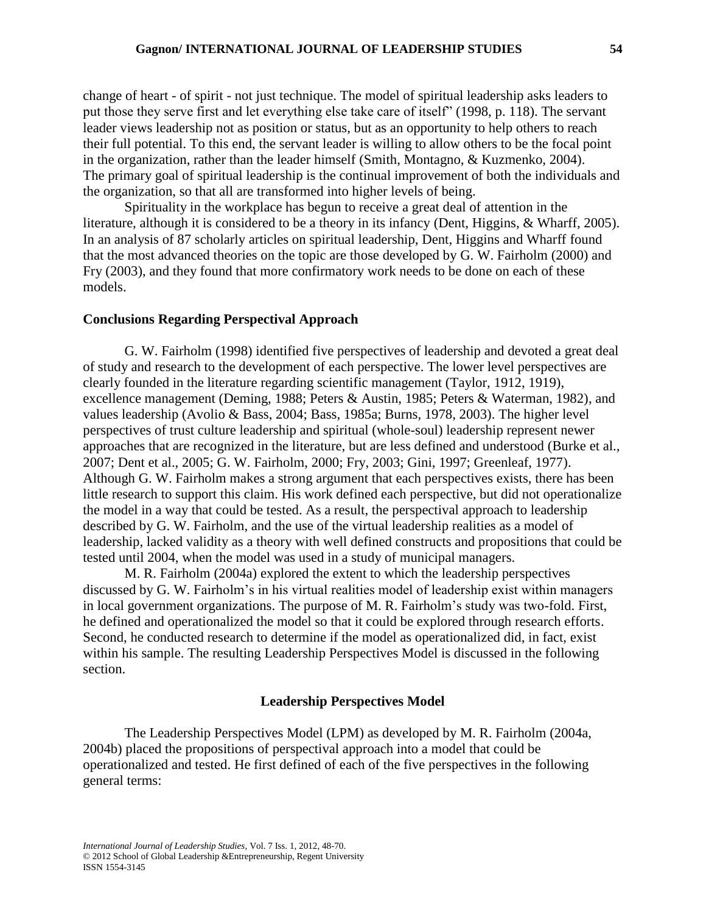change of heart - of spirit - not just technique. The model of spiritual leadership asks leaders to put those they serve first and let everything else take care of itself" (1998, p. 118). The servant leader views leadership not as position or status, but as an opportunity to help others to reach their full potential. To this end, the servant leader is willing to allow others to be the focal point in the organization, rather than the leader himself (Smith, Montagno, & Kuzmenko, 2004). The primary goal of spiritual leadership is the continual improvement of both the individuals and the organization, so that all are transformed into higher levels of being.

Spirituality in the workplace has begun to receive a great deal of attention in the literature, although it is considered to be a theory in its infancy (Dent, Higgins, & Wharff, 2005). In an analysis of 87 scholarly articles on spiritual leadership, Dent, Higgins and Wharff found that the most advanced theories on the topic are those developed by G. W. Fairholm (2000) and Fry (2003), and they found that more confirmatory work needs to be done on each of these models.

## Conclusions Regarding Perspectival Approach

G. W. Fairholm (1998) identified five perspectives of leadership and devoted a great deal of study and research to the development of each perspective. The lower level perspectives are clearly founded in the literature regarding scientific management (Taylor, 1912, 1919), excellence management (Deming, 1988; Peters & Austin, 1985; Peters & Waterman, 1982), and values leadership (Avolio & Bass, 2004; Bass, 1985a; Burns, 1978, 2003). The higher level perspectives of trust culture leadership and spiritual (whole-soul) leadership represent newer approaches that are recognized in the literature, but are less defined and understood (Burke et al., 2007; Dent et al., 2005; G. W. Fairholm, 2000; Fry, 2003; Gini, 1997; Greenleaf, 1977). Although G. W. Fairholm makes a strong argument that each perspectives exists, there has been little research to support this claim. His work defined each perspective, but did not operationalize the model in a way that could be tested. As a result, the perspectival approach to leadership described by G. W. Fairholm, and the use of the virtual leadership realities as a model of leadership, lacked validity as a theory with well defined constructs and propositions that could be tested until 2004, when the model was used in a study of municipal managers.

M. R. Fairholm (2004a) explored the extent to which the leadership perspectives discussed by G. W. Fairholm's in his virtual realities model of leadership exist within managers in local government organizations. The purpose of M. R. Fairholm's study was two-fold. First, he defined and operationalized the model so that it could be explored through research efforts. Second, he conducted research to determine if the model as operationalized did, in fact, exist within his sample. The resulting Leadership Perspectives Model is discussed in the following section.

## Leadership Perspectives Model

The Leadership Perspectives Model (LPM) as developed by M. R. Fairholm (2004a, 2004b) placed the propositions of perspectival approach into a model that could be operationalized and tested. He first defined of each of the five perspectives in the following general terms: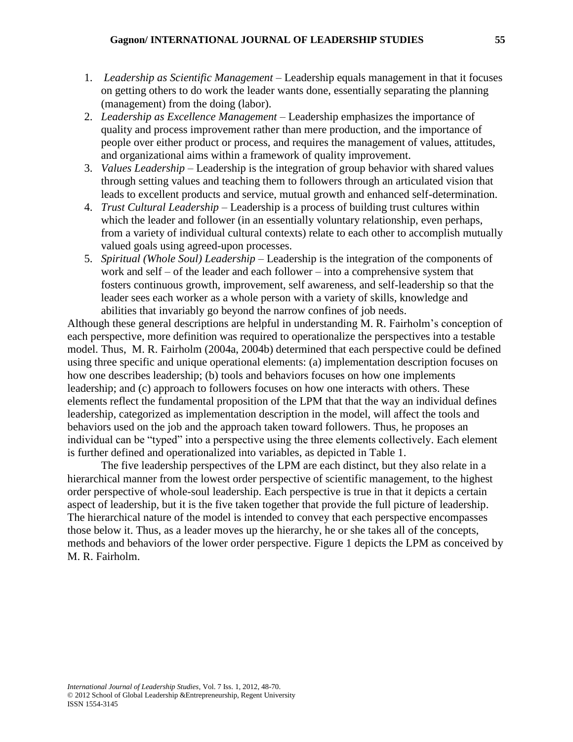1. *Leadership as Scientific Management* – Leadership equals management in that it focuses on getting others to do work the leader wants done, essentially separating the planning (management) from the doing (labor).
2. *Leadership as Excellence Management* – Leadership emphasizes the importance of quality and process improvement rather than mere production, and the importance of people over either product or process, and requires the management of values, attitudes, and organizational aims within a framework of quality improvement.
3. *Values Leadership* – Leadership is the integration of group behavior with shared values through setting values and teaching them to followers through an articulated vision that leads to excellent products and service, mutual growth and enhanced self-determination.
4. *Trust Cultural Leadership* – Leadership is a process of building trust cultures within which the leader and follower (in an essentially voluntary relationship, even perhaps, from a variety of individual cultural contexts) relate to each other to accomplish mutually valued goals using agreed-upon processes.
5. *Spiritual (Whole Soul) Leadership* – Leadership is the integration of the components of work and self – of the leader and each follower – into a comprehensive system that fosters continuous growth, improvement, self awareness, and self-leadership so that the leader sees each worker as a whole person with a variety of skills, knowledge and abilities that invariably go beyond the narrow confines of job needs.

Although these general descriptions are helpful in understanding M. R. Fairholm's conception of each perspective, more definition was required to operationalize the perspectives into a testable model. Thus, M. R. Fairholm (2004a, 2004b) determined that each perspective could be defined using three specific and unique operational elements: (a) implementation description focuses on how one describes leadership; (b) tools and behaviors focuses on how one implements leadership; and (c) approach to followers focuses on how one interacts with others. These elements reflect the fundamental proposition of the LPM that that the way an individual defines leadership, categorized as implementation description in the model, will affect the tools and behaviors used on the job and the approach taken toward followers. Thus, he proposes an individual can be "typed" into a perspective using the three elements collectively. Each element is further defined and operationalized into variables, as depicted in Table 1.

The five leadership perspectives of the LPM are each distinct, but they also relate in a hierarchical manner from the lowest order perspective of scientific management, to the highest order perspective of whole-soul leadership. Each perspective is true in that it depicts a certain aspect of leadership, but it is the five taken together that provide the full picture of leadership. The hierarchical nature of the model is intended to convey that each perspective encompasses those below it. Thus, as a leader moves up the hierarchy, he or she takes all of the concepts, methods and behaviors of the lower order perspective. Figure 1 depicts the LPM as conceived by M. R. Fairholm.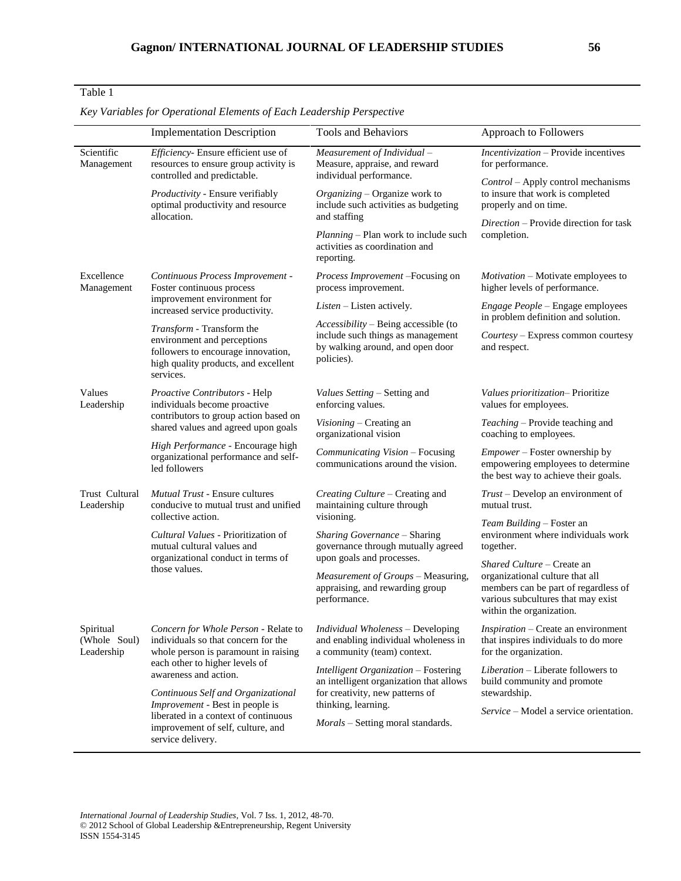Table 1

*Key Variables for Operational Elements of Each Leadership Perspective*

| | Implementation Description | Tools and Behaviors | Approach to Followers |
|---|---|---|---|
| Scientific Management | *Efficiency*- Ensure efficient use of resources to ensure group activity is controlled and predictable.<br><br>*Productivity* - Ensure verifiably optimal productivity and resource allocation. | *Measurement of Individual* – Measure, appraise, and reward individual performance.<br><br>*Organizing* – Organize work to include such activities as budgeting and staffing<br><br>*Planning* – Plan work to include such activities as coordination and reporting. | *Incentivization* – Provide incentives for performance.<br><br>*Control* – Apply control mechanisms to insure that work is completed properly and on time.<br><br>*Direction* – Provide direction for task completion. |
| Excellence Management | *Continuous Process Improvement* - Foster continuous process improvement environment for increased service productivity.<br><br>*Transform* - Transform the environment and perceptions followers to encourage innovation, high quality products, and excellent services. | *Process Improvement* –Focusing on process improvement.<br><br>*Listen* – Listen actively.<br><br>*Accessibility* – Being accessible (to include such things as management by walking around, and open door policies). | *Motivation* – Motivate employees to higher levels of performance.<br><br>*Engage People* – Engage employees in problem definition and solution.<br><br>*Courtesy* – Express common courtesy and respect. |
| Values Leadership | *Proactive Contributors* - Help individuals become proactive contributors to group action based on shared values and agreed upon goals<br><br>*High Performance* - Encourage high organizational performance and self-led followers | *Values Setting* – Setting and enforcing values.<br><br>*Visioning* – Creating an organizational vision<br><br>*Communicating Vision* – Focusing communications around the vision. | *Values prioritization*– Prioritize values for employees.<br><br>*Teaching* – Provide teaching and coaching to employees.<br><br>*Empower* – Foster ownership by empowering employees to determine the best way to achieve their goals. |
| Trust Cultural Leadership | *Mutual Trust* - Ensure cultures conducive to mutual trust and unified collective action.<br><br>*Cultural Values* - Prioritization of mutual cultural values and organizational conduct in terms of those values. | *Creating Culture* – Creating and maintaining culture through visioning.<br><br>*Sharing Governance* – Sharing governance through mutually agreed upon goals and processes.<br><br>*Measurement of Groups* – Measuring, appraising, and rewarding group performance. | *Trust* – Develop an environment of mutual trust.<br><br>*Team Building* – Foster an environment where individuals work together.<br><br>*Shared Culture* – Create an organizational culture that all members can be part of regardless of various subcultures that may exist within the organization. |
| Spiritual (Whole Soul) Leadership | *Concern for Whole Person* - Relate to individuals so that concern for the whole person is paramount in raising each other to higher levels of awareness and action.<br><br>*Continuous Self and Organizational Improvement* - Best in people is liberated in a context of continuous improvement of self, culture, and service delivery. | *Individual Wholeness* – Developing and enabling individual wholeness in a community (team) context.<br><br>*Intelligent Organization* – Fostering an intelligent organization that allows for creativity, new patterns of thinking, learning.<br><br>*Morals* – Setting moral standards. | *Inspiration* – Create an environment that inspires individuals to do more for the organization.<br><br>*Liberation* – Liberate followers to build community and promote stewardship.<br><br>*Service* – Model a service orientation. |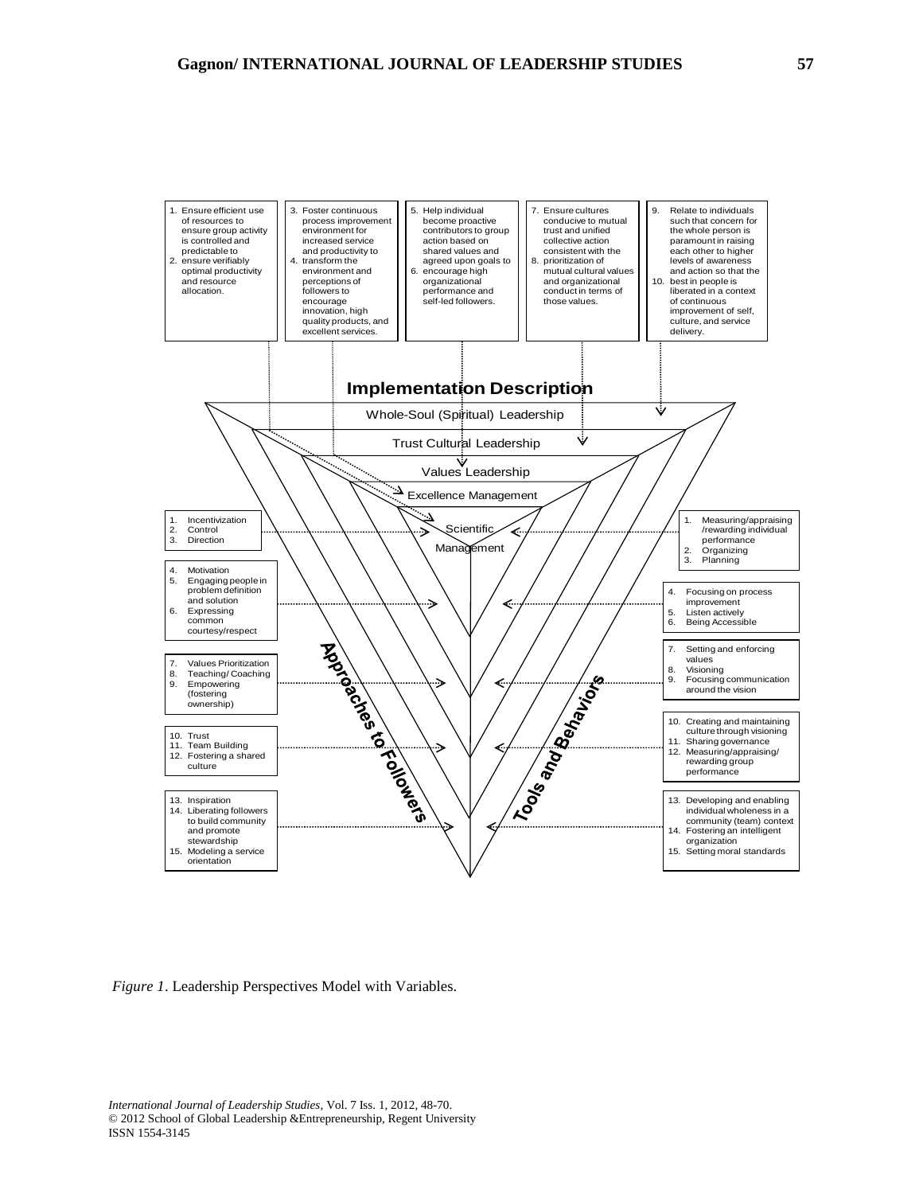1. Ensure efficient use of resources to ensure group activity is controlled and predictable to
2. ensure verifiably optimal productivity and resource allocation.

3. Foster continuous process improvement environment for increased service and productivity to
4. transform the environment and perceptions of followers to encourage innovation, high quality products, and excellent services.

5. Help individual become proactive contributors to group action based on shared values and agreed upon goals to
6. encourage high organizational performance and self-led followers.

7. Ensure cultures conducive to mutual trust and unified collective action consistent with the
8. prioritization of mutual cultural values and organizational conduct in terms of those values.

9. Relate to individuals such that concern for the whole person is paramount in raising each other to higher levels of awareness and action so that the
10. best in people is liberated in a context of continuous improvement of self, culture, and service delivery.

**Implementation Description**

- Whole-Soul (Spiritual) Leadership
- Trust Cultural Leadership
- Values Leadership
- Excellence Management
- Scientific Management

**Approaches to Followers**

1. Incentivization
2. Control
3. Direction

4. Motivation
5. Engaging people in problem definition and solution
6. Expressing common courtesy/respect

7. Values Prioritization
8. Teaching/ Coaching
9. Empowering (fostering ownership)

10. Trust
11. Team Building
12. Fostering a shared culture

13. Inspiration
14. Liberating followers to build community and promote stewardship
15. Modeling a service orientation

**Tools and Behaviors**

1. Measuring/appraising /rewarding individual performance
2. Organizing
3. Planning

4. Focusing on process improvement
5. Listen actively
6. Being Accessible

7. Setting and enforcing values
8. Visioning
9. Focusing communication around the vision

10. Creating and maintaining culture through visioning
11. Sharing governance
12. Measuring/appraising/ rewarding group performance

13. Developing and enabling individual wholeness in a community (team) context
14. Fostering an intelligent organization
15. Setting moral standards

*Figure 1*. Leadership Perspectives Model with Variables.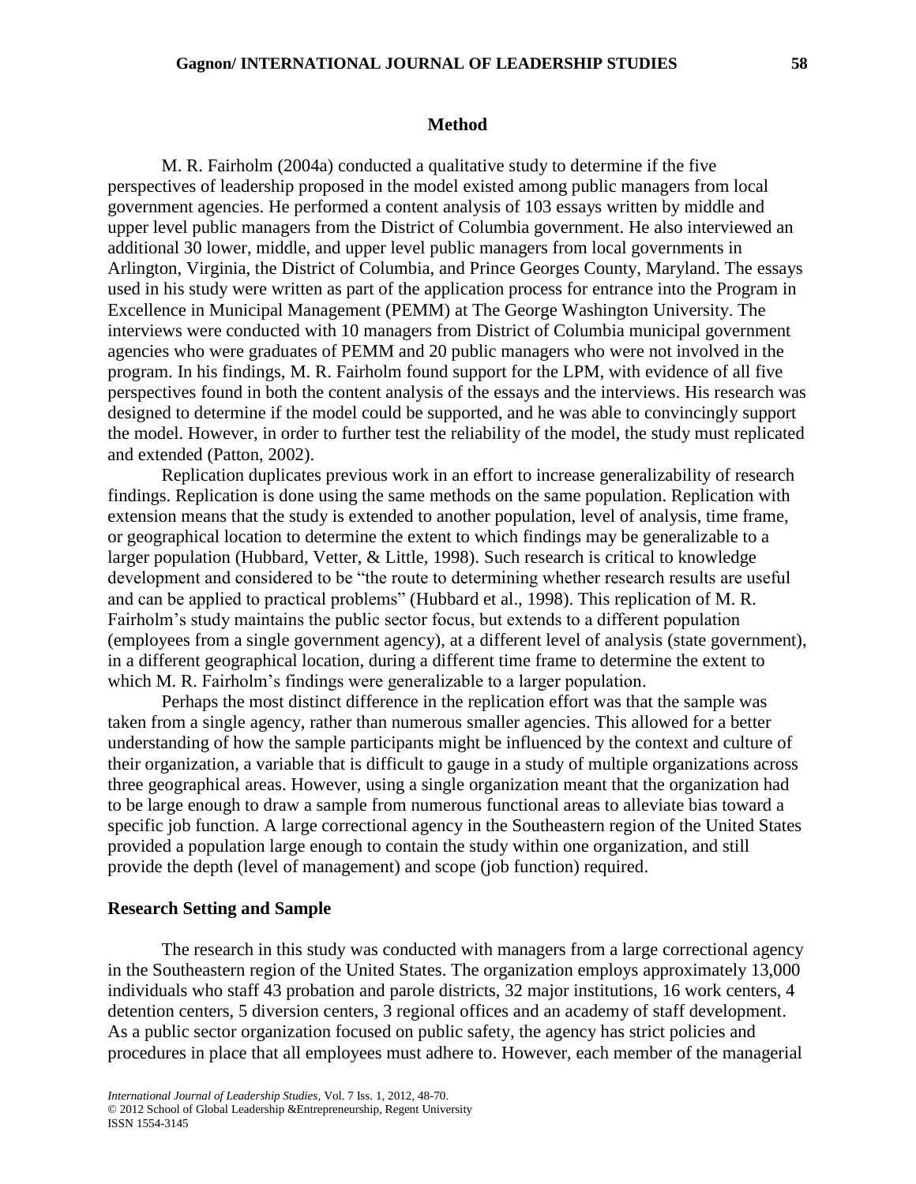## Method

M. R. Fairholm (2004a) conducted a qualitative study to determine if the five perspectives of leadership proposed in the model existed among public managers from local government agencies. He performed a content analysis of 103 essays written by middle and upper level public managers from the District of Columbia government. He also interviewed an additional 30 lower, middle, and upper level public managers from local governments in Arlington, Virginia, the District of Columbia, and Prince Georges County, Maryland. The essays used in his study were written as part of the application process for entrance into the Program in Excellence in Municipal Management (PEMM) at The George Washington University. The interviews were conducted with 10 managers from District of Columbia municipal government agencies who were graduates of PEMM and 20 public managers who were not involved in the program. In his findings, M. R. Fairholm found support for the LPM, with evidence of all five perspectives found in both the content analysis of the essays and the interviews. His research was designed to determine if the model could be supported, and he was able to convincingly support the model. However, in order to further test the reliability of the model, the study must replicated and extended (Patton, 2002).

Replication duplicates previous work in an effort to increase generalizability of research findings. Replication is done using the same methods on the same population. Replication with extension means that the study is extended to another population, level of analysis, time frame, or geographical location to determine the extent to which findings may be generalizable to a larger population (Hubbard, Vetter, & Little, 1998). Such research is critical to knowledge development and considered to be "the route to determining whether research results are useful and can be applied to practical problems" (Hubbard et al., 1998). This replication of M. R. Fairholm's study maintains the public sector focus, but extends to a different population (employees from a single government agency), at a different level of analysis (state government), in a different geographical location, during a different time frame to determine the extent to which M. R. Fairholm's findings were generalizable to a larger population.

Perhaps the most distinct difference in the replication effort was that the sample was taken from a single agency, rather than numerous smaller agencies. This allowed for a better understanding of how the sample participants might be influenced by the context and culture of their organization, a variable that is difficult to gauge in a study of multiple organizations across three geographical areas. However, using a single organization meant that the organization had to be large enough to draw a sample from numerous functional areas to alleviate bias toward a specific job function. A large correctional agency in the Southeastern region of the United States provided a population large enough to contain the study within one organization, and still provide the depth (level of management) and scope (job function) required.

### Research Setting and Sample

The research in this study was conducted with managers from a large correctional agency in the Southeastern region of the United States. The organization employs approximately 13,000 individuals who staff 43 probation and parole districts, 32 major institutions, 16 work centers, 4 detention centers, 5 diversion centers, 3 regional offices and an academy of staff development. As a public sector organization focused on public safety, the agency has strict policies and procedures in place that all employees must adhere to. However, each member of the managerial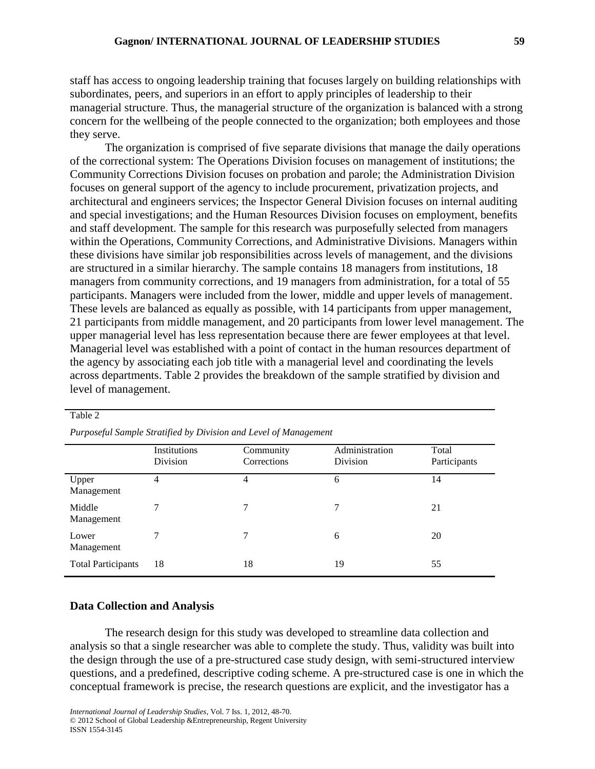staff has access to ongoing leadership training that focuses largely on building relationships with subordinates, peers, and superiors in an effort to apply principles of leadership to their managerial structure. Thus, the managerial structure of the organization is balanced with a strong concern for the wellbeing of the people connected to the organization; both employees and those they serve.

The organization is comprised of five separate divisions that manage the daily operations of the correctional system: The Operations Division focuses on management of institutions; the Community Corrections Division focuses on probation and parole; the Administration Division focuses on general support of the agency to include procurement, privatization projects, and architectural and engineers services; the Inspector General Division focuses on internal auditing and special investigations; and the Human Resources Division focuses on employment, benefits and staff development. The sample for this research was purposefully selected from managers within the Operations, Community Corrections, and Administrative Divisions. Managers within these divisions have similar job responsibilities across levels of management, and the divisions are structured in a similar hierarchy. The sample contains 18 managers from institutions, 18 managers from community corrections, and 19 managers from administration, for a total of 55 participants. Managers were included from the lower, middle and upper levels of management. These levels are balanced as equally as possible, with 14 participants from upper management, 21 participants from middle management, and 20 participants from lower level management. The upper managerial level has less representation because there are fewer employees at that level. Managerial level was established with a point of contact in the human resources department of the agency by associating each job title with a managerial level and coordinating the levels across departments. Table 2 provides the breakdown of the sample stratified by division and level of management.

Table 2

*Purposeful Sample Stratified by Division and Level of Management*

| | Institutions Division | Community Corrections | Administration Division | Total Participants |
|---|---|---|---|---|
| Upper Management | 4 | 4 | 6 | 14 |
| Middle Management | 7 | 7 | 7 | 21 |
| Lower Management | 7 | 7 | 6 | 20 |
| Total Participants | 18 | 18 | 19 | 55 |

## Data Collection and Analysis

The research design for this study was developed to streamline data collection and analysis so that a single researcher was able to complete the study. Thus, validity was built into the design through the use of a pre-structured case study design, with semi-structured interview questions, and a predefined, descriptive coding scheme. A pre-structured case is one in which the conceptual framework is precise, the research questions are explicit, and the investigator has a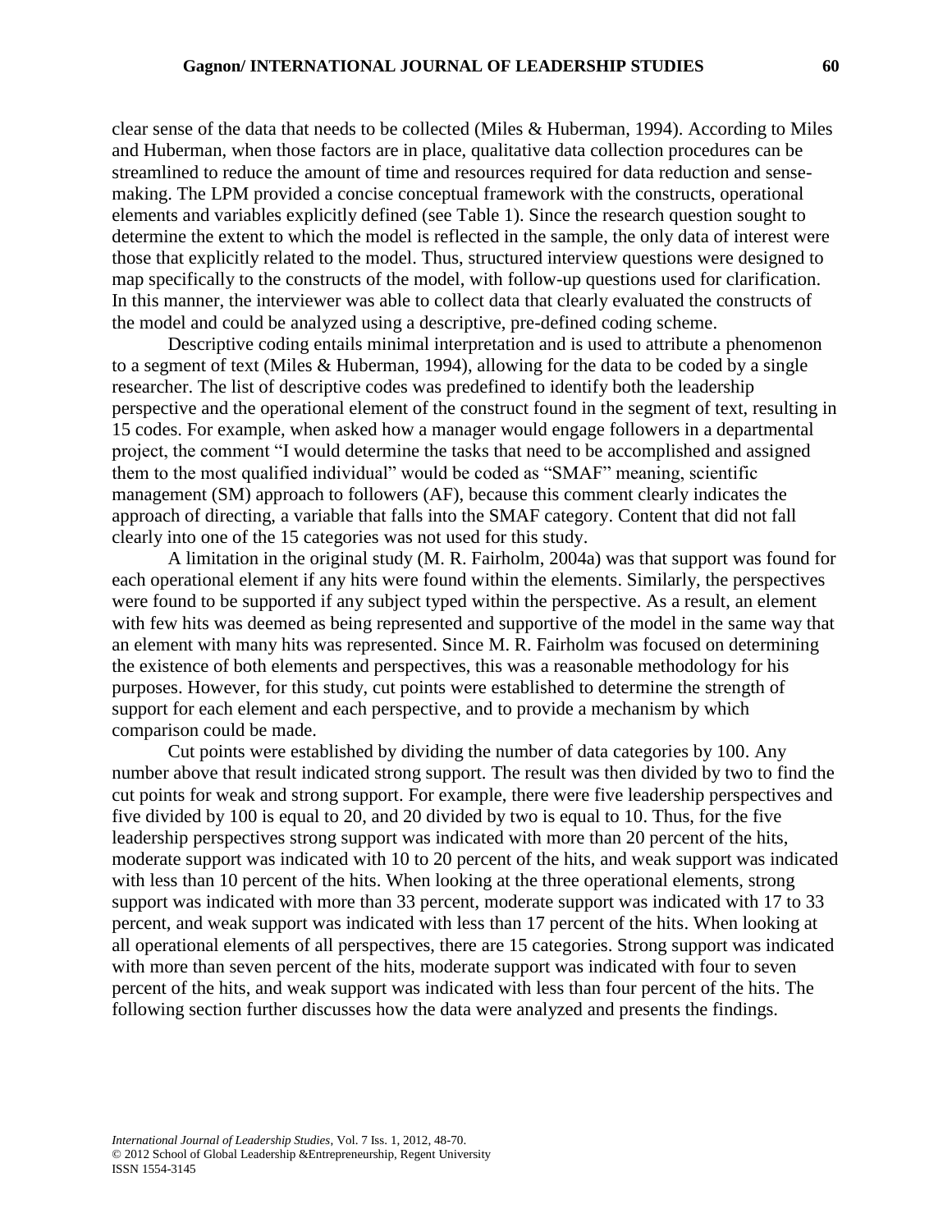clear sense of the data that needs to be collected (Miles & Huberman, 1994). According to Miles and Huberman, when those factors are in place, qualitative data collection procedures can be streamlined to reduce the amount of time and resources required for data reduction and sense-making. The LPM provided a concise conceptual framework with the constructs, operational elements and variables explicitly defined (see Table 1). Since the research question sought to determine the extent to which the model is reflected in the sample, the only data of interest were those that explicitly related to the model. Thus, structured interview questions were designed to map specifically to the constructs of the model, with follow-up questions used for clarification. In this manner, the interviewer was able to collect data that clearly evaluated the constructs of the model and could be analyzed using a descriptive, pre-defined coding scheme.

Descriptive coding entails minimal interpretation and is used to attribute a phenomenon to a segment of text (Miles & Huberman, 1994), allowing for the data to be coded by a single researcher. The list of descriptive codes was predefined to identify both the leadership perspective and the operational element of the construct found in the segment of text, resulting in 15 codes. For example, when asked how a manager would engage followers in a departmental project, the comment "I would determine the tasks that need to be accomplished and assigned them to the most qualified individual" would be coded as "SMAF" meaning, scientific management (SM) approach to followers (AF), because this comment clearly indicates the approach of directing, a variable that falls into the SMAF category. Content that did not fall clearly into one of the 15 categories was not used for this study.

A limitation in the original study (M. R. Fairholm, 2004a) was that support was found for each operational element if any hits were found within the elements. Similarly, the perspectives were found to be supported if any subject typed within the perspective. As a result, an element with few hits was deemed as being represented and supportive of the model in the same way that an element with many hits was represented. Since M. R. Fairholm was focused on determining the existence of both elements and perspectives, this was a reasonable methodology for his purposes. However, for this study, cut points were established to determine the strength of support for each element and each perspective, and to provide a mechanism by which comparison could be made.

Cut points were established by dividing the number of data categories by 100. Any number above that result indicated strong support. The result was then divided by two to find the cut points for weak and strong support. For example, there were five leadership perspectives and five divided by 100 is equal to 20, and 20 divided by two is equal to 10. Thus, for the five leadership perspectives strong support was indicated with more than 20 percent of the hits, moderate support was indicated with 10 to 20 percent of the hits, and weak support was indicated with less than 10 percent of the hits. When looking at the three operational elements, strong support was indicated with more than 33 percent, moderate support was indicated with 17 to 33 percent, and weak support was indicated with less than 17 percent of the hits. When looking at all operational elements of all perspectives, there are 15 categories. Strong support was indicated with more than seven percent of the hits, moderate support was indicated with four to seven percent of the hits, and weak support was indicated with less than four percent of the hits. The following section further discusses how the data were analyzed and presents the findings.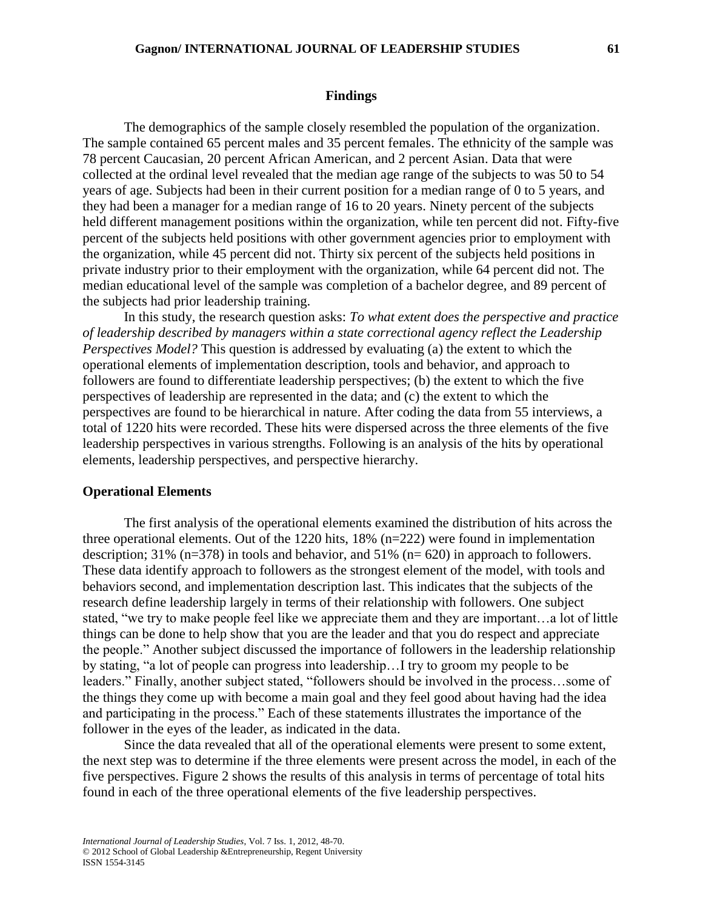## Findings

The demographics of the sample closely resembled the population of the organization. The sample contained 65 percent males and 35 percent females. The ethnicity of the sample was 78 percent Caucasian, 20 percent African American, and 2 percent Asian. Data that were collected at the ordinal level revealed that the median age range of the subjects to was 50 to 54 years of age. Subjects had been in their current position for a median range of 0 to 5 years, and they had been a manager for a median range of 16 to 20 years. Ninety percent of the subjects held different management positions within the organization, while ten percent did not. Fifty-five percent of the subjects held positions with other government agencies prior to employment with the organization, while 45 percent did not. Thirty six percent of the subjects held positions in private industry prior to their employment with the organization, while 64 percent did not. The median educational level of the sample was completion of a bachelor degree, and 89 percent of the subjects had prior leadership training.

In this study, the research question asks: *To what extent does the perspective and practice of leadership described by managers within a state correctional agency reflect the Leadership Perspectives Model?* This question is addressed by evaluating (a) the extent to which the operational elements of implementation description, tools and behavior, and approach to followers are found to differentiate leadership perspectives; (b) the extent to which the five perspectives of leadership are represented in the data; and (c) the extent to which the perspectives are found to be hierarchical in nature. After coding the data from 55 interviews, a total of 1220 hits were recorded. These hits were dispersed across the three elements of the five leadership perspectives in various strengths. Following is an analysis of the hits by operational elements, leadership perspectives, and perspective hierarchy.

### Operational Elements

The first analysis of the operational elements examined the distribution of hits across the three operational elements. Out of the 1220 hits, 18% (n=222) were found in implementation description; 31% (n=378) in tools and behavior, and 51% (n= 620) in approach to followers. These data identify approach to followers as the strongest element of the model, with tools and behaviors second, and implementation description last. This indicates that the subjects of the research define leadership largely in terms of their relationship with followers. One subject stated, "we try to make people feel like we appreciate them and they are important…a lot of little things can be done to help show that you are the leader and that you do respect and appreciate the people." Another subject discussed the importance of followers in the leadership relationship by stating, "a lot of people can progress into leadership…I try to groom my people to be leaders." Finally, another subject stated, "followers should be involved in the process…some of the things they come up with become a main goal and they feel good about having had the idea and participating in the process." Each of these statements illustrates the importance of the follower in the eyes of the leader, as indicated in the data.

Since the data revealed that all of the operational elements were present to some extent, the next step was to determine if the three elements were present across the model, in each of the five perspectives. Figure 2 shows the results of this analysis in terms of percentage of total hits found in each of the three operational elements of the five leadership perspectives.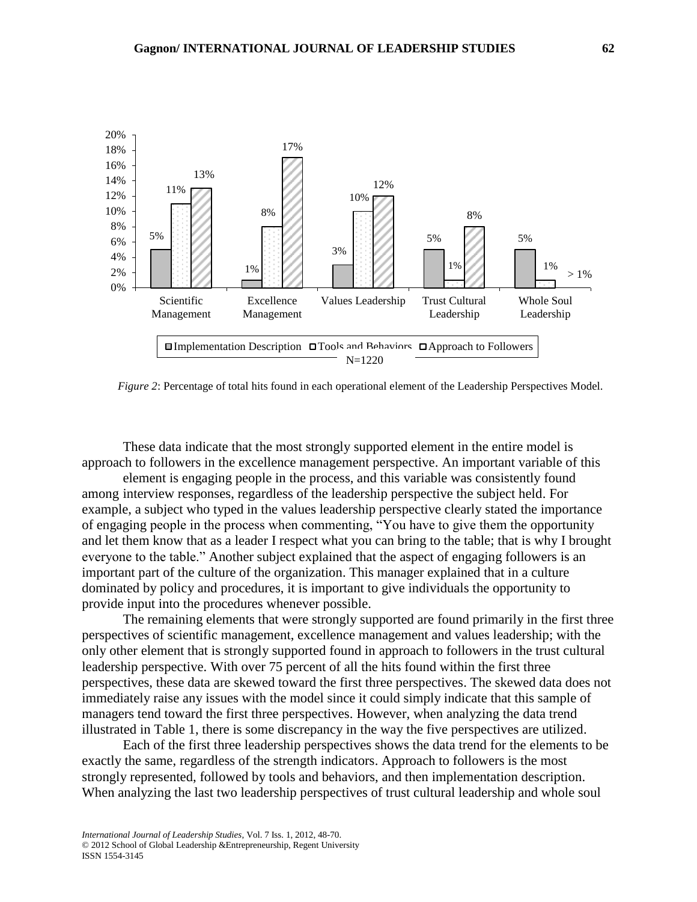*Figure 2*: Percentage of total hits found in each operational element of the Leadership Perspectives Model.

These data indicate that the most strongly supported element in the entire model is approach to followers in the excellence management perspective. An important variable of this element is engaging people in the process, and this variable was consistently found among interview responses, regardless of the leadership perspective the subject held. For example, a subject who typed in the values leadership perspective clearly stated the importance of engaging people in the process when commenting, "You have to give them the opportunity and let them know that as a leader I respect what you can bring to the table; that is why I brought everyone to the table." Another subject explained that the aspect of engaging followers is an important part of the culture of the organization. This manager explained that in a culture dominated by policy and procedures, it is important to give individuals the opportunity to provide input into the procedures whenever possible.

The remaining elements that were strongly supported are found primarily in the first three perspectives of scientific management, excellence management and values leadership; with the only other element that is strongly supported found in approach to followers in the trust cultural leadership perspective. With over 75 percent of all the hits found within the first three perspectives, these data are skewed toward the first three perspectives. The skewed data does not immediately raise any issues with the model since it could simply indicate that this sample of managers tend toward the first three perspectives. However, when analyzing the data trend illustrated in Table 1, there is some discrepancy in the way the five perspectives are utilized.

Each of the first three leadership perspectives shows the data trend for the elements to be exactly the same, regardless of the strength indicators. Approach to followers is the most strongly represented, followed by tools and behaviors, and then implementation description. When analyzing the last two leadership perspectives of trust cultural leadership and whole soul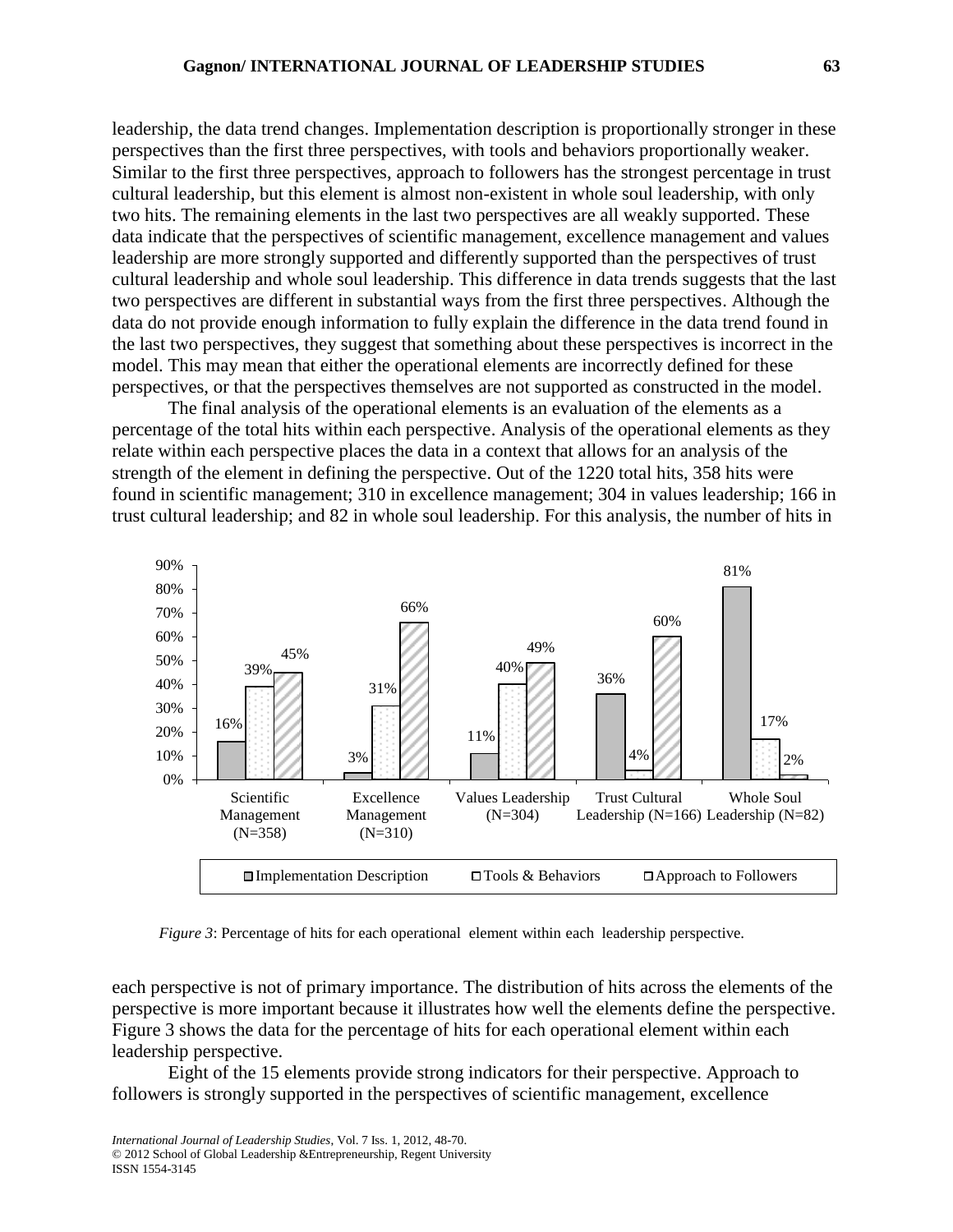leadership, the data trend changes. Implementation description is proportionally stronger in these perspectives than the first three perspectives, with tools and behaviors proportionally weaker. Similar to the first three perspectives, approach to followers has the strongest percentage in trust cultural leadership, but this element is almost non-existent in whole soul leadership, with only two hits. The remaining elements in the last two perspectives are all weakly supported. These data indicate that the perspectives of scientific management, excellence management and values leadership are more strongly supported and differently supported than the perspectives of trust cultural leadership and whole soul leadership. This difference in data trends suggests that the last two perspectives are different in substantial ways from the first three perspectives. Although the data do not provide enough information to fully explain the difference in the data trend found in the last two perspectives, they suggest that something about these perspectives is incorrect in the model. This may mean that either the operational elements are incorrectly defined for these perspectives, or that the perspectives themselves are not supported as constructed in the model.

The final analysis of the operational elements is an evaluation of the elements as a percentage of the total hits within each perspective. Analysis of the operational elements as they relate within each perspective places the data in a context that allows for an analysis of the strength of the element in defining the perspective. Out of the 1220 total hits, 358 hits were found in scientific management; 310 in excellence management; 304 in values leadership; 166 in trust cultural leadership; and 82 in whole soul leadership. For this analysis, the number of hits in

| | Implementation Description | Tools & Behaviors | Approach to Followers |
|---|---|---|---|
| Scientific Management (N=358) | 16% | 39% | 45% |
| Excellence Management (N=310) | 3% | 31% | 66% |
| Values Leadership (N=304) | 11% | 40% | 49% |
| Trust Cultural Leadership (N=166) | 36% | 4% | 60% |
| Whole Soul Leadership (N=82) | 81% | 17% | 2% |

*Figure 3*: Percentage of hits for each operational element within each leadership perspective.

each perspective is not of primary importance. The distribution of hits across the elements of the perspective is more important because it illustrates how well the elements define the perspective. Figure 3 shows the data for the percentage of hits for each operational element within each leadership perspective.

Eight of the 15 elements provide strong indicators for their perspective. Approach to followers is strongly supported in the perspectives of scientific management, excellence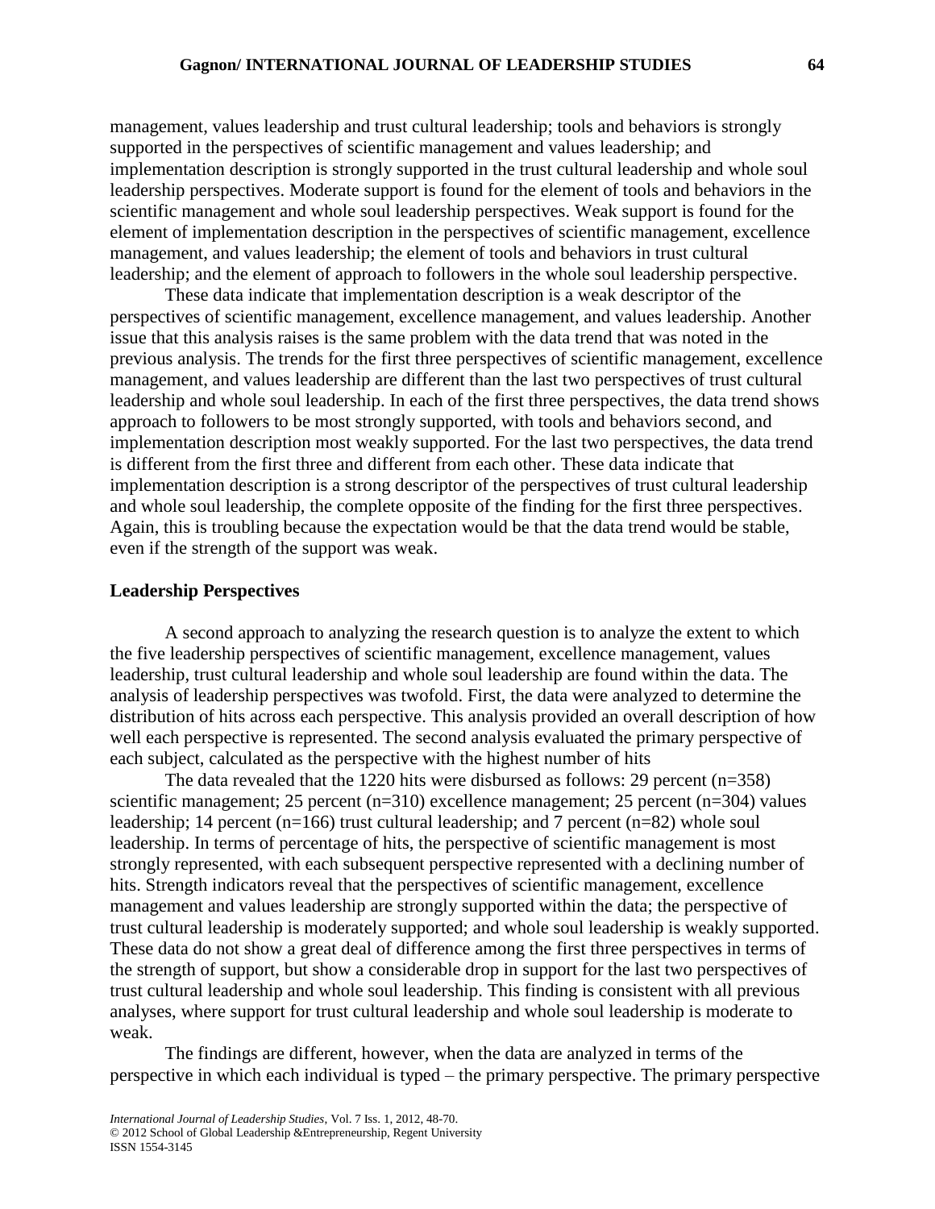management, values leadership and trust cultural leadership; tools and behaviors is strongly supported in the perspectives of scientific management and values leadership; and implementation description is strongly supported in the trust cultural leadership and whole soul leadership perspectives. Moderate support is found for the element of tools and behaviors in the scientific management and whole soul leadership perspectives. Weak support is found for the element of implementation description in the perspectives of scientific management, excellence management, and values leadership; the element of tools and behaviors in trust cultural leadership; and the element of approach to followers in the whole soul leadership perspective.

These data indicate that implementation description is a weak descriptor of the perspectives of scientific management, excellence management, and values leadership. Another issue that this analysis raises is the same problem with the data trend that was noted in the previous analysis. The trends for the first three perspectives of scientific management, excellence management, and values leadership are different than the last two perspectives of trust cultural leadership and whole soul leadership. In each of the first three perspectives, the data trend shows approach to followers to be most strongly supported, with tools and behaviors second, and implementation description most weakly supported. For the last two perspectives, the data trend is different from the first three and different from each other. These data indicate that implementation description is a strong descriptor of the perspectives of trust cultural leadership and whole soul leadership, the complete opposite of the finding for the first three perspectives. Again, this is troubling because the expectation would be that the data trend would be stable, even if the strength of the support was weak.

### Leadership Perspectives

A second approach to analyzing the research question is to analyze the extent to which the five leadership perspectives of scientific management, excellence management, values leadership, trust cultural leadership and whole soul leadership are found within the data. The analysis of leadership perspectives was twofold. First, the data were analyzed to determine the distribution of hits across each perspective. This analysis provided an overall description of how well each perspective is represented. The second analysis evaluated the primary perspective of each subject, calculated as the perspective with the highest number of hits

The data revealed that the 1220 hits were disbursed as follows: 29 percent (n=358) scientific management; 25 percent (n=310) excellence management; 25 percent (n=304) values leadership; 14 percent (n=166) trust cultural leadership; and 7 percent (n=82) whole soul leadership. In terms of percentage of hits, the perspective of scientific management is most strongly represented, with each subsequent perspective represented with a declining number of hits. Strength indicators reveal that the perspectives of scientific management, excellence management and values leadership are strongly supported within the data; the perspective of trust cultural leadership is moderately supported; and whole soul leadership is weakly supported. These data do not show a great deal of difference among the first three perspectives in terms of the strength of support, but show a considerable drop in support for the last two perspectives of trust cultural leadership and whole soul leadership. This finding is consistent with all previous analyses, where support for trust cultural leadership and whole soul leadership is moderate to weak.

The findings are different, however, when the data are analyzed in terms of the perspective in which each individual is typed – the primary perspective. The primary perspective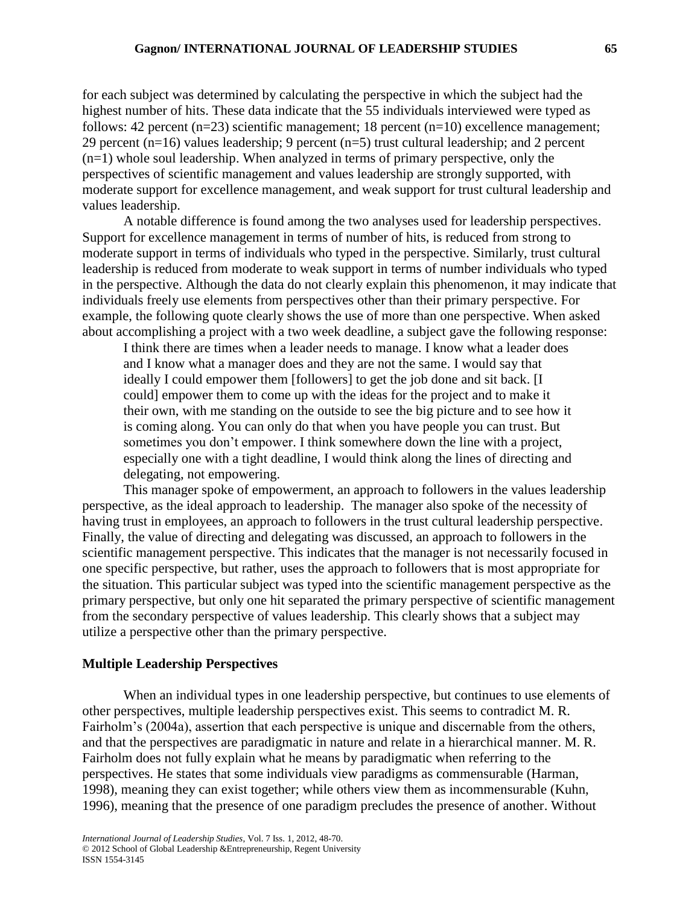for each subject was determined by calculating the perspective in which the subject had the highest number of hits. These data indicate that the 55 individuals interviewed were typed as follows: 42 percent (n=23) scientific management; 18 percent (n=10) excellence management; 29 percent (n=16) values leadership; 9 percent (n=5) trust cultural leadership; and 2 percent (n=1) whole soul leadership. When analyzed in terms of primary perspective, only the perspectives of scientific management and values leadership are strongly supported, with moderate support for excellence management, and weak support for trust cultural leadership and values leadership.

A notable difference is found among the two analyses used for leadership perspectives. Support for excellence management in terms of number of hits, is reduced from strong to moderate support in terms of individuals who typed in the perspective. Similarly, trust cultural leadership is reduced from moderate to weak support in terms of number individuals who typed in the perspective. Although the data do not clearly explain this phenomenon, it may indicate that individuals freely use elements from perspectives other than their primary perspective. For example, the following quote clearly shows the use of more than one perspective. When asked about accomplishing a project with a two week deadline, a subject gave the following response:

> I think there are times when a leader needs to manage. I know what a leader does and I know what a manager does and they are not the same. I would say that ideally I could empower them [followers] to get the job done and sit back. [I could] empower them to come up with the ideas for the project and to make it their own, with me standing on the outside to see the big picture and to see how it is coming along. You can only do that when you have people you can trust. But sometimes you don't empower. I think somewhere down the line with a project, especially one with a tight deadline, I would think along the lines of directing and delegating, not empowering.

This manager spoke of empowerment, an approach to followers in the values leadership perspective, as the ideal approach to leadership. The manager also spoke of the necessity of having trust in employees, an approach to followers in the trust cultural leadership perspective. Finally, the value of directing and delegating was discussed, an approach to followers in the scientific management perspective. This indicates that the manager is not necessarily focused in one specific perspective, but rather, uses the approach to followers that is most appropriate for the situation. This particular subject was typed into the scientific management perspective as the primary perspective, but only one hit separated the primary perspective of scientific management from the secondary perspective of values leadership. This clearly shows that a subject may utilize a perspective other than the primary perspective.

### Multiple Leadership Perspectives

When an individual types in one leadership perspective, but continues to use elements of other perspectives, multiple leadership perspectives exist. This seems to contradict M. R. Fairholm's (2004a), assertion that each perspective is unique and discernable from the others, and that the perspectives are paradigmatic in nature and relate in a hierarchical manner. M. R. Fairholm does not fully explain what he means by paradigmatic when referring to the perspectives. He states that some individuals view paradigms as commensurable (Harman, 1998), meaning they can exist together; while others view them as incommensurable (Kuhn, 1996), meaning that the presence of one paradigm precludes the presence of another. Without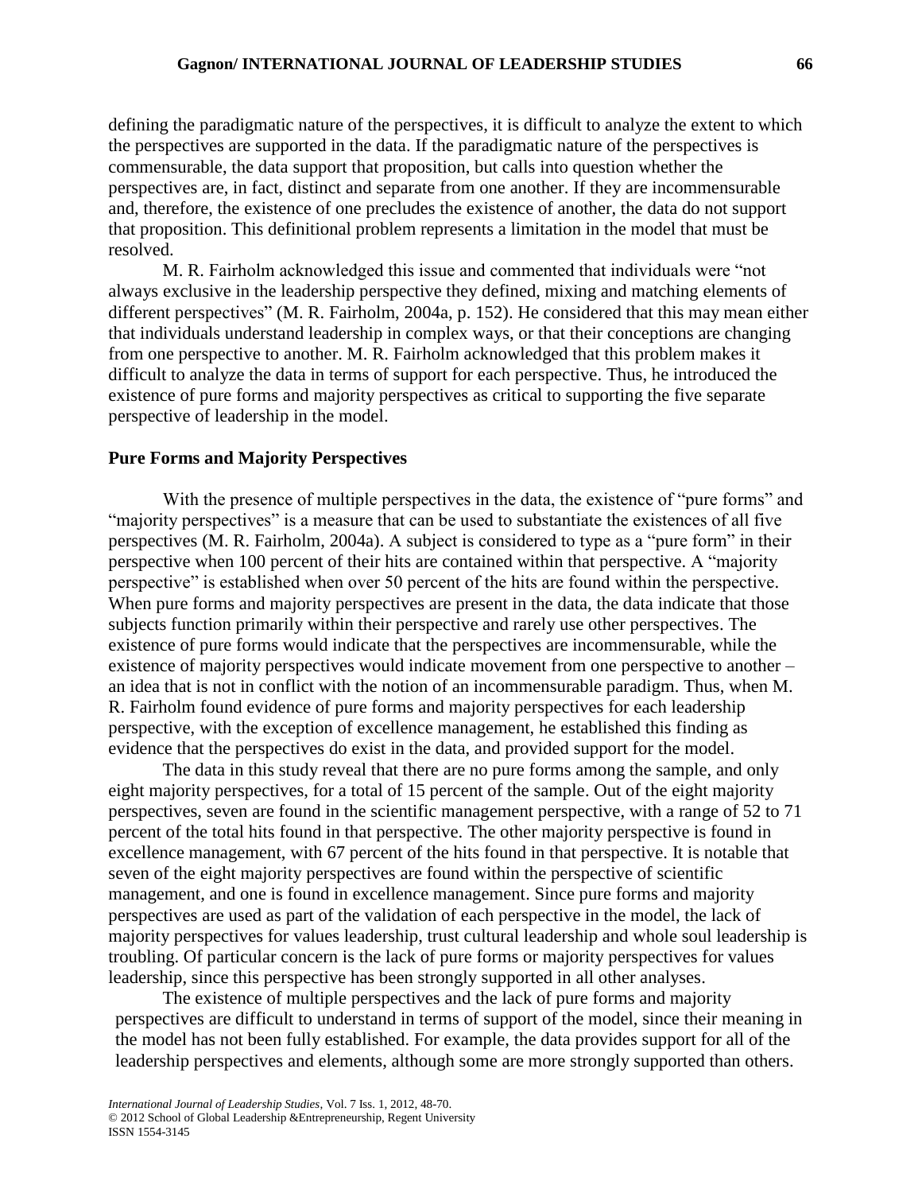defining the paradigmatic nature of the perspectives, it is difficult to analyze the extent to which the perspectives are supported in the data. If the paradigmatic nature of the perspectives is commensurable, the data support that proposition, but calls into question whether the perspectives are, in fact, distinct and separate from one another. If they are incommensurable and, therefore, the existence of one precludes the existence of another, the data do not support that proposition. This definitional problem represents a limitation in the model that must be resolved.

M. R. Fairholm acknowledged this issue and commented that individuals were "not always exclusive in the leadership perspective they defined, mixing and matching elements of different perspectives" (M. R. Fairholm, 2004a, p. 152). He considered that this may mean either that individuals understand leadership in complex ways, or that their conceptions are changing from one perspective to another. M. R. Fairholm acknowledged that this problem makes it difficult to analyze the data in terms of support for each perspective. Thus, he introduced the existence of pure forms and majority perspectives as critical to supporting the five separate perspective of leadership in the model.

## Pure Forms and Majority Perspectives

With the presence of multiple perspectives in the data, the existence of "pure forms" and "majority perspectives" is a measure that can be used to substantiate the existences of all five perspectives (M. R. Fairholm, 2004a). A subject is considered to type as a "pure form" in their perspective when 100 percent of their hits are contained within that perspective. A "majority perspective" is established when over 50 percent of the hits are found within the perspective. When pure forms and majority perspectives are present in the data, the data indicate that those subjects function primarily within their perspective and rarely use other perspectives. The existence of pure forms would indicate that the perspectives are incommensurable, while the existence of majority perspectives would indicate movement from one perspective to another – an idea that is not in conflict with the notion of an incommensurable paradigm. Thus, when M. R. Fairholm found evidence of pure forms and majority perspectives for each leadership perspective, with the exception of excellence management, he established this finding as evidence that the perspectives do exist in the data, and provided support for the model.

The data in this study reveal that there are no pure forms among the sample, and only eight majority perspectives, for a total of 15 percent of the sample. Out of the eight majority perspectives, seven are found in the scientific management perspective, with a range of 52 to 71 percent of the total hits found in that perspective. The other majority perspective is found in excellence management, with 67 percent of the hits found in that perspective. It is notable that seven of the eight majority perspectives are found within the perspective of scientific management, and one is found in excellence management. Since pure forms and majority perspectives are used as part of the validation of each perspective in the model, the lack of majority perspectives for values leadership, trust cultural leadership and whole soul leadership is troubling. Of particular concern is the lack of pure forms or majority perspectives for values leadership, since this perspective has been strongly supported in all other analyses.

The existence of multiple perspectives and the lack of pure forms and majority perspectives are difficult to understand in terms of support of the model, since their meaning in the model has not been fully established. For example, the data provides support for all of the leadership perspectives and elements, although some are more strongly supported than others.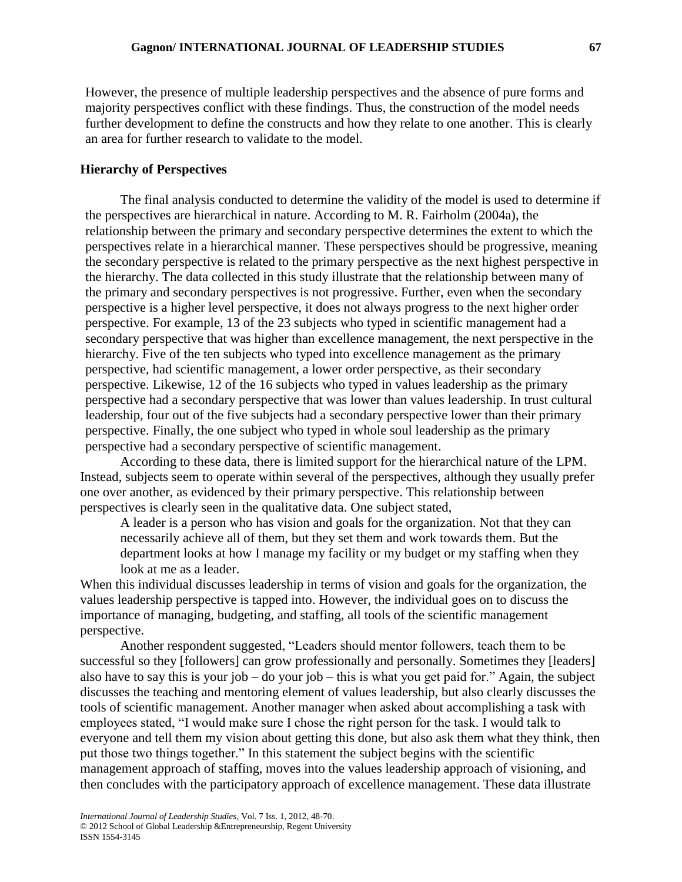However, the presence of multiple leadership perspectives and the absence of pure forms and majority perspectives conflict with these findings. Thus, the construction of the model needs further development to define the constructs and how they relate to one another. This is clearly an area for further research to validate to the model.

### Hierarchy of Perspectives

The final analysis conducted to determine the validity of the model is used to determine if the perspectives are hierarchical in nature. According to M. R. Fairholm (2004a), the relationship between the primary and secondary perspective determines the extent to which the perspectives relate in a hierarchical manner. These perspectives should be progressive, meaning the secondary perspective is related to the primary perspective as the next highest perspective in the hierarchy. The data collected in this study illustrate that the relationship between many of the primary and secondary perspectives is not progressive. Further, even when the secondary perspective is a higher level perspective, it does not always progress to the next higher order perspective. For example, 13 of the 23 subjects who typed in scientific management had a secondary perspective that was higher than excellence management, the next perspective in the hierarchy. Five of the ten subjects who typed into excellence management as the primary perspective, had scientific management, a lower order perspective, as their secondary perspective. Likewise, 12 of the 16 subjects who typed in values leadership as the primary perspective had a secondary perspective that was lower than values leadership. In trust cultural leadership, four out of the five subjects had a secondary perspective lower than their primary perspective. Finally, the one subject who typed in whole soul leadership as the primary perspective had a secondary perspective of scientific management.

According to these data, there is limited support for the hierarchical nature of the LPM. Instead, subjects seem to operate within several of the perspectives, although they usually prefer one over another, as evidenced by their primary perspective. This relationship between perspectives is clearly seen in the qualitative data. One subject stated,

> A leader is a person who has vision and goals for the organization. Not that they can necessarily achieve all of them, but they set them and work towards them. But the department looks at how I manage my facility or my budget or my staffing when they look at me as a leader.

When this individual discusses leadership in terms of vision and goals for the organization, the values leadership perspective is tapped into. However, the individual goes on to discuss the importance of managing, budgeting, and staffing, all tools of the scientific management perspective.

Another respondent suggested, "Leaders should mentor followers, teach them to be successful so they [followers] can grow professionally and personally. Sometimes they [leaders] also have to say this is your job – do your job – this is what you get paid for." Again, the subject discusses the teaching and mentoring element of values leadership, but also clearly discusses the tools of scientific management. Another manager when asked about accomplishing a task with employees stated, "I would make sure I chose the right person for the task. I would talk to everyone and tell them my vision about getting this done, but also ask them what they think, then put those two things together." In this statement the subject begins with the scientific management approach of staffing, moves into the values leadership approach of visioning, and then concludes with the participatory approach of excellence management. These data illustrate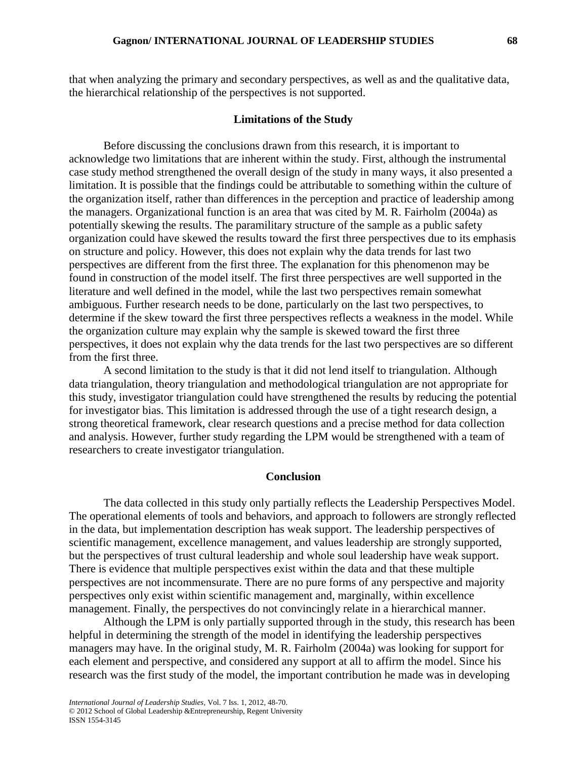that when analyzing the primary and secondary perspectives, as well as and the qualitative data, the hierarchical relationship of the perspectives is not supported.

## Limitations of the Study

Before discussing the conclusions drawn from this research, it is important to acknowledge two limitations that are inherent within the study. First, although the instrumental case study method strengthened the overall design of the study in many ways, it also presented a limitation. It is possible that the findings could be attributable to something within the culture of the organization itself, rather than differences in the perception and practice of leadership among the managers. Organizational function is an area that was cited by M. R. Fairholm (2004a) as potentially skewing the results. The paramilitary structure of the sample as a public safety organization could have skewed the results toward the first three perspectives due to its emphasis on structure and policy. However, this does not explain why the data trends for last two perspectives are different from the first three. The explanation for this phenomenon may be found in construction of the model itself. The first three perspectives are well supported in the literature and well defined in the model, while the last two perspectives remain somewhat ambiguous. Further research needs to be done, particularly on the last two perspectives, to determine if the skew toward the first three perspectives reflects a weakness in the model. While the organization culture may explain why the sample is skewed toward the first three perspectives, it does not explain why the data trends for the last two perspectives are so different from the first three.

A second limitation to the study is that it did not lend itself to triangulation. Although data triangulation, theory triangulation and methodological triangulation are not appropriate for this study, investigator triangulation could have strengthened the results by reducing the potential for investigator bias. This limitation is addressed through the use of a tight research design, a strong theoretical framework, clear research questions and a precise method for data collection and analysis. However, further study regarding the LPM would be strengthened with a team of researchers to create investigator triangulation.

## Conclusion

The data collected in this study only partially reflects the Leadership Perspectives Model. The operational elements of tools and behaviors, and approach to followers are strongly reflected in the data, but implementation description has weak support. The leadership perspectives of scientific management, excellence management, and values leadership are strongly supported, but the perspectives of trust cultural leadership and whole soul leadership have weak support. There is evidence that multiple perspectives exist within the data and that these multiple perspectives are not incommensurate. There are no pure forms of any perspective and majority perspectives only exist within scientific management and, marginally, within excellence management. Finally, the perspectives do not convincingly relate in a hierarchical manner.

Although the LPM is only partially supported through in the study, this research has been helpful in determining the strength of the model in identifying the leadership perspectives managers may have. In the original study, M. R. Fairholm (2004a) was looking for support for each element and perspective, and considered any support at all to affirm the model. Since his research was the first study of the model, the important contribution he made was in developing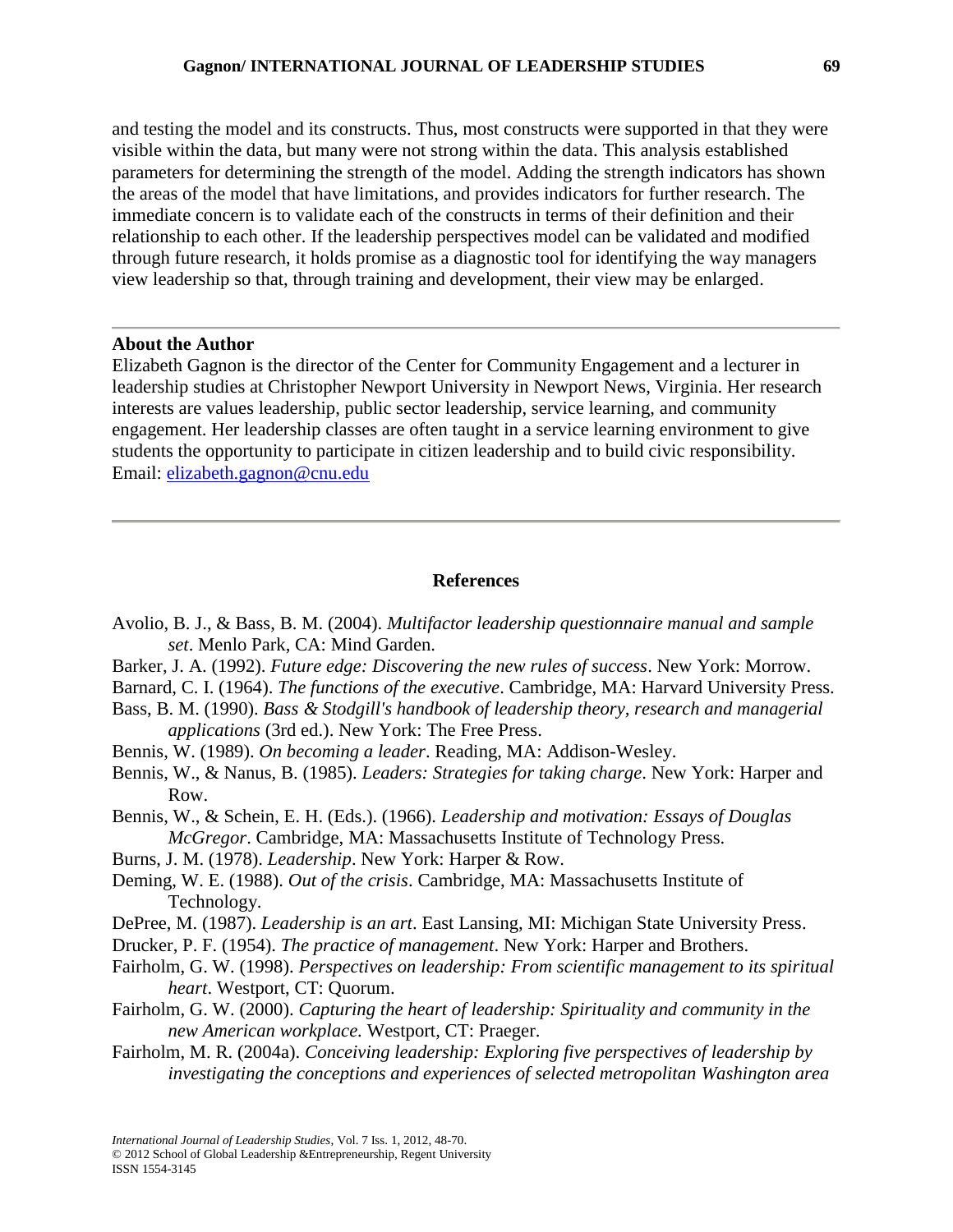and testing the model and its constructs. Thus, most constructs were supported in that they were visible within the data, but many were not strong within the data. This analysis established parameters for determining the strength of the model. Adding the strength indicators has shown the areas of the model that have limitations, and provides indicators for further research. The immediate concern is to validate each of the constructs in terms of their definition and their relationship to each other. If the leadership perspectives model can be validated and modified through future research, it holds promise as a diagnostic tool for identifying the way managers view leadership so that, through training and development, their view may be enlarged.

---

**About the Author**

Elizabeth Gagnon is the director of the Center for Community Engagement and a lecturer in leadership studies at Christopher Newport University in Newport News, Virginia. Her research interests are values leadership, public sector leadership, service learning, and community engagement. Her leadership classes are often taught in a service learning environment to give students the opportunity to participate in citizen leadership and to build civic responsibility.
Email: elizabeth.gagnon@cnu.edu

---

## References

Avolio, B. J., & Bass, B. M. (2004). *Multifactor leadership questionnaire manual and sample set*. Menlo Park, CA: Mind Garden.

Barker, J. A. (1992). *Future edge: Discovering the new rules of success*. New York: Morrow.

Barnard, C. I. (1964). *The functions of the executive*. Cambridge, MA: Harvard University Press.

Bass, B. M. (1990). *Bass & Stodgill's handbook of leadership theory, research and managerial applications* (3rd ed.). New York: The Free Press.

Bennis, W. (1989). *On becoming a leader*. Reading, MA: Addison-Wesley.

Bennis, W., & Nanus, B. (1985). *Leaders: Strategies for taking charge*. New York: Harper and Row.

Bennis, W., & Schein, E. H. (Eds.). (1966). *Leadership and motivation: Essays of Douglas McGregor*. Cambridge, MA: Massachusetts Institute of Technology Press.

Burns, J. M. (1978). *Leadership*. New York: Harper & Row.

Deming, W. E. (1988). *Out of the crisis*. Cambridge, MA: Massachusetts Institute of Technology.

DePree, M. (1987). *Leadership is an art*. East Lansing, MI: Michigan State University Press.

Drucker, P. F. (1954). *The practice of management*. New York: Harper and Brothers.

Fairholm, G. W. (1998). *Perspectives on leadership: From scientific management to its spiritual heart*. Westport, CT: Quorum.

Fairholm, G. W. (2000). *Capturing the heart of leadership: Spirituality and community in the new American workplace.* Westport, CT: Praeger.

Fairholm, M. R. (2004a). *Conceiving leadership: Exploring five perspectives of leadership by investigating the conceptions and experiences of selected metropolitan Washington area*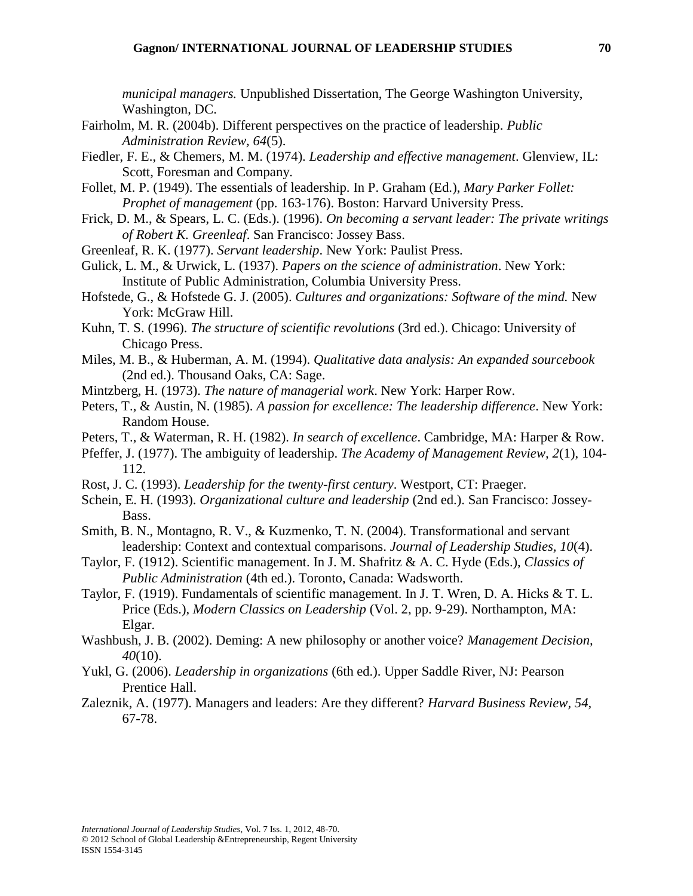*municipal managers.* Unpublished Dissertation, The George Washington University, Washington, DC.

Fairholm, M. R. (2004b). Different perspectives on the practice of leadership. *Public Administration Review, 64*(5).

Fiedler, F. E., & Chemers, M. M. (1974). *Leadership and effective management*. Glenview, IL: Scott, Foresman and Company.

Follet, M. P. (1949). The essentials of leadership. In P. Graham (Ed.), *Mary Parker Follet: Prophet of management* (pp. 163-176). Boston: Harvard University Press.

Frick, D. M., & Spears, L. C. (Eds.). (1996). *On becoming a servant leader: The private writings of Robert K. Greenleaf*. San Francisco: Jossey Bass.

Greenleaf, R. K. (1977). *Servant leadership*. New York: Paulist Press.

Gulick, L. M., & Urwick, L. (1937). *Papers on the science of administration*. New York: Institute of Public Administration, Columbia University Press.

Hofstede, G., & Hofstede G. J. (2005). *Cultures and organizations: Software of the mind.* New York: McGraw Hill.

Kuhn, T. S. (1996). *The structure of scientific revolutions* (3rd ed.). Chicago: University of Chicago Press.

Miles, M. B., & Huberman, A. M. (1994). *Qualitative data analysis: An expanded sourcebook* (2nd ed.). Thousand Oaks, CA: Sage.

Mintzberg, H. (1973). *The nature of managerial work*. New York: Harper Row.

Peters, T., & Austin, N. (1985). *A passion for excellence: The leadership difference*. New York: Random House.

Peters, T., & Waterman, R. H. (1982). *In search of excellence*. Cambridge, MA: Harper & Row.

Pfeffer, J. (1977). The ambiguity of leadership. *The Academy of Management Review, 2*(1), 104-112.

Rost, J. C. (1993). *Leadership for the twenty-first century*. Westport, CT: Praeger.

Schein, E. H. (1993). *Organizational culture and leadership* (2nd ed.). San Francisco: Jossey-Bass.

Smith, B. N., Montagno, R. V., & Kuzmenko, T. N. (2004). Transformational and servant leadership: Context and contextual comparisons. *Journal of Leadership Studies*, *10*(4).

Taylor, F. (1912). Scientific management. In J. M. Shafritz & A. C. Hyde (Eds.), *Classics of Public Administration* (4th ed.). Toronto, Canada: Wadsworth.

Taylor, F. (1919). Fundamentals of scientific management. In J. T. Wren, D. A. Hicks & T. L. Price (Eds.), *Modern Classics on Leadership* (Vol. 2, pp. 9-29). Northampton, MA: Elgar.

Washbush, J. B. (2002). Deming: A new philosophy or another voice? *Management Decision, 40*(10).

Yukl, G. (2006). *Leadership in organizations* (6th ed.). Upper Saddle River, NJ: Pearson Prentice Hall.

Zaleznik, A. (1977). Managers and leaders: Are they different? *Harvard Business Review*, *54*, 67-78.